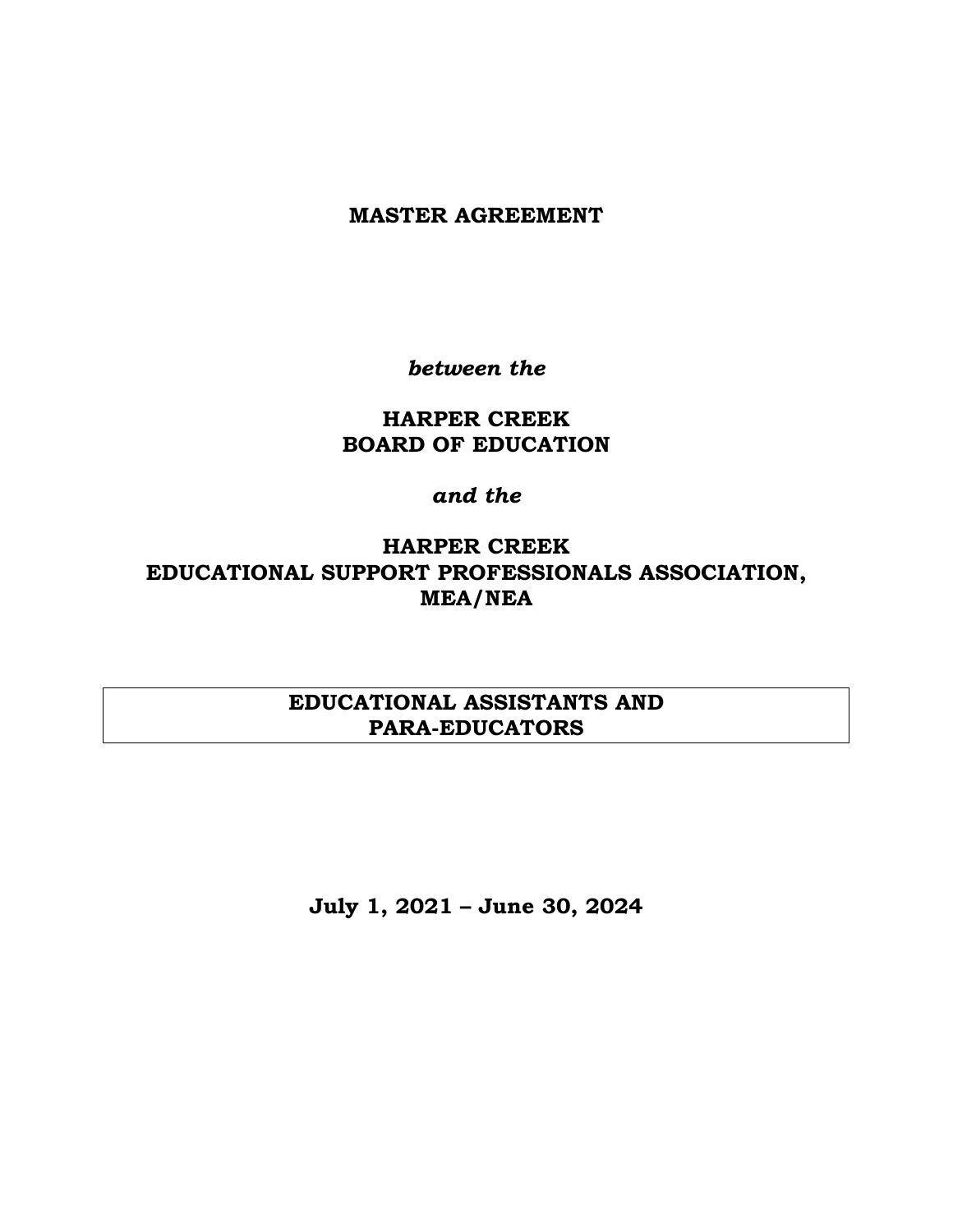# MASTER AGREEMENT

***between the***

**HARPER CREEK**
**BOARD OF EDUCATION**

***and the***

**HARPER CREEK**
**EDUCATIONAL SUPPORT PROFESSIONALS ASSOCIATION,**
**MEA/NEA**

| **EDUCATIONAL ASSISTANTS AND PARA-EDUCATORS** |
| --- |

**July 1, 2021 – June 30, 2024**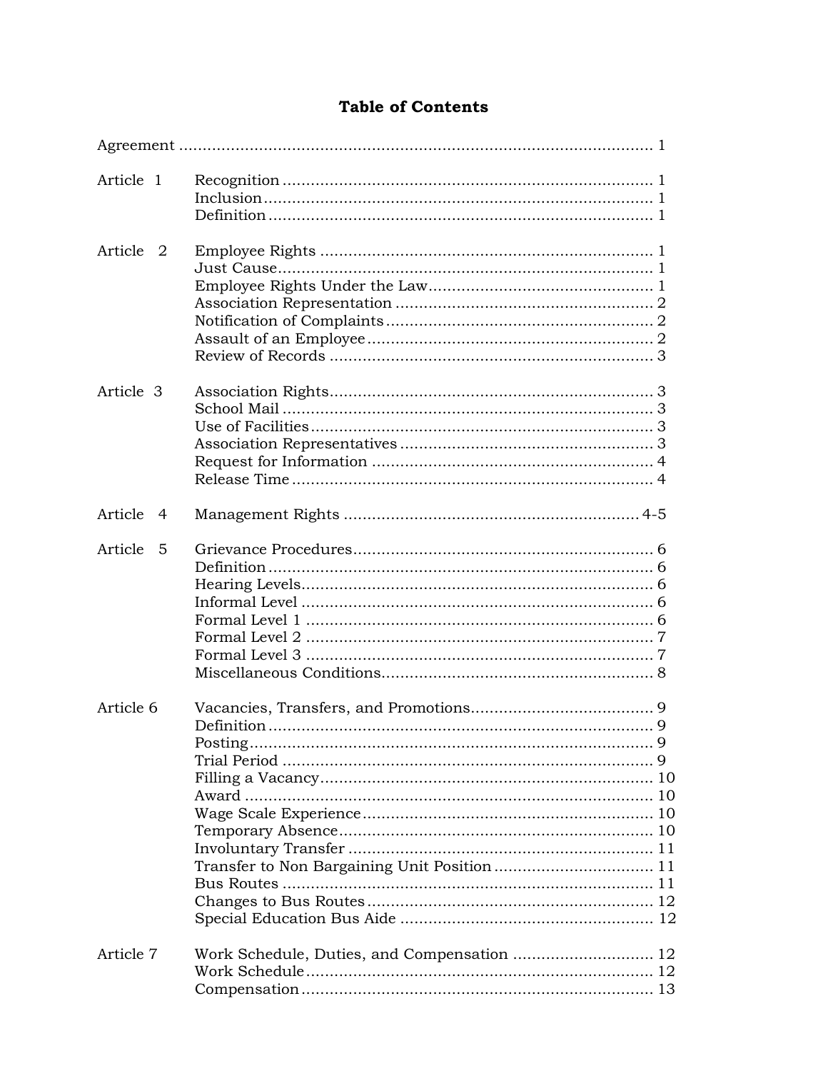# Table of Contents

| | | |
|---|---|---|
| Agreement | | 1 |
| Article 1 | Recognition | 1 |
| | Inclusion | 1 |
| | Definition | 1 |
| Article 2 | Employee Rights | 1 |
| | Just Cause | 1 |
| | Employee Rights Under the Law | 1 |
| | Association Representation | 2 |
| | Notification of Complaints | 2 |
| | Assault of an Employee | 2 |
| | Review of Records | 3 |
| Article 3 | Association Rights | 3 |
| | School Mail | 3 |
| | Use of Facilities | 3 |
| | Association Representatives | 3 |
| | Request for Information | 4 |
| | Release Time | 4 |
| Article 4 | Management Rights | 4-5 |
| Article 5 | Grievance Procedures | 6 |
| | Definition | 6 |
| | Hearing Levels | 6 |
| | Informal Level | 6 |
| | Formal Level 1 | 6 |
| | Formal Level 2 | 7 |
| | Formal Level 3 | 7 |
| | Miscellaneous Conditions | 8 |
| Article 6 | Vacancies, Transfers, and Promotions | 9 |
| | Definition | 9 |
| | Posting | 9 |
| | Trial Period | 9 |
| | Filling a Vacancy | 10 |
| | Award | 10 |
| | Wage Scale Experience | 10 |
| | Temporary Absence | 10 |
| | Involuntary Transfer | 11 |
| | Transfer to Non Bargaining Unit Position | 11 |
| | Bus Routes | 11 |
| | Changes to Bus Routes | 12 |
| | Special Education Bus Aide | 12 |
| Article 7 | Work Schedule, Duties, and Compensation | 12 |
| | Work Schedule | 12 |
| | Compensation | 13 |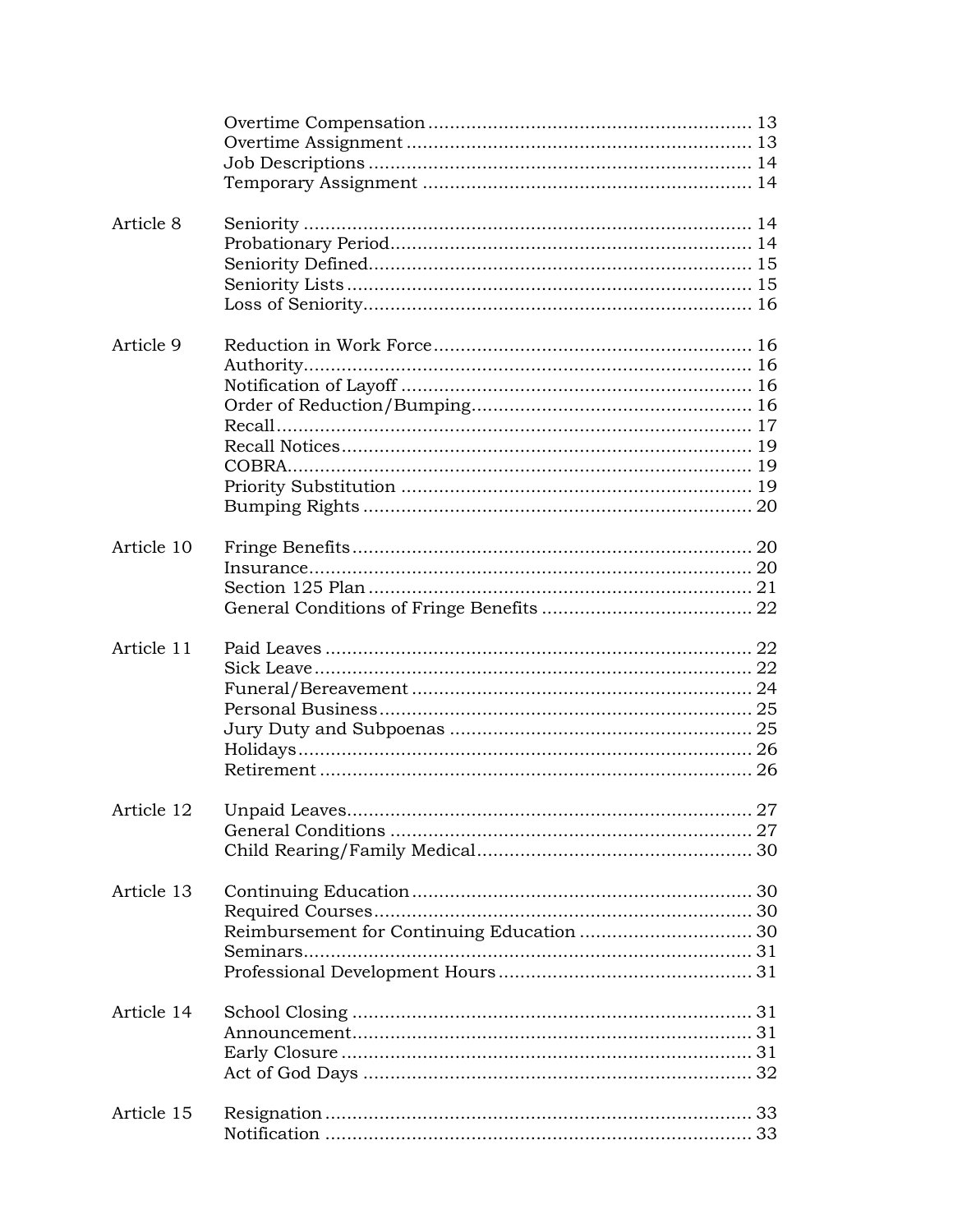| | | |
|---|---|---|
| | Overtime Compensation | 13 |
| | Overtime Assignment | 13 |
| | Job Descriptions | 14 |
| | Temporary Assignment | 14 |
| Article 8 | Seniority | 14 |
| | Probationary Period | 14 |
| | Seniority Defined | 15 |
| | Seniority Lists | 15 |
| | Loss of Seniority | 16 |
| Article 9 | Reduction in Work Force | 16 |
| | Authority | 16 |
| | Notification of Layoff | 16 |
| | Order of Reduction/Bumping | 16 |
| | Recall | 17 |
| | Recall Notices | 19 |
| | COBRA | 19 |
| | Priority Substitution | 19 |
| | Bumping Rights | 20 |
| Article 10 | Fringe Benefits | 20 |
| | Insurance | 20 |
| | Section 125 Plan | 21 |
| | General Conditions of Fringe Benefits | 22 |
| Article 11 | Paid Leaves | 22 |
| | Sick Leave | 22 |
| | Funeral/Bereavement | 24 |
| | Personal Business | 25 |
| | Jury Duty and Subpoenas | 25 |
| | Holidays | 26 |
| | Retirement | 26 |
| Article 12 | Unpaid Leaves | 27 |
| | General Conditions | 27 |
| | Child Rearing/Family Medical | 30 |
| Article 13 | Continuing Education | 30 |
| | Required Courses | 30 |
| | Reimbursement for Continuing Education | 30 |
| | Seminars | 31 |
| | Professional Development Hours | 31 |
| Article 14 | School Closing | 31 |
| | Announcement | 31 |
| | Early Closure | 31 |
| | Act of God Days | 32 |
| Article 15 | Resignation | 33 |
| | Notification | 33 |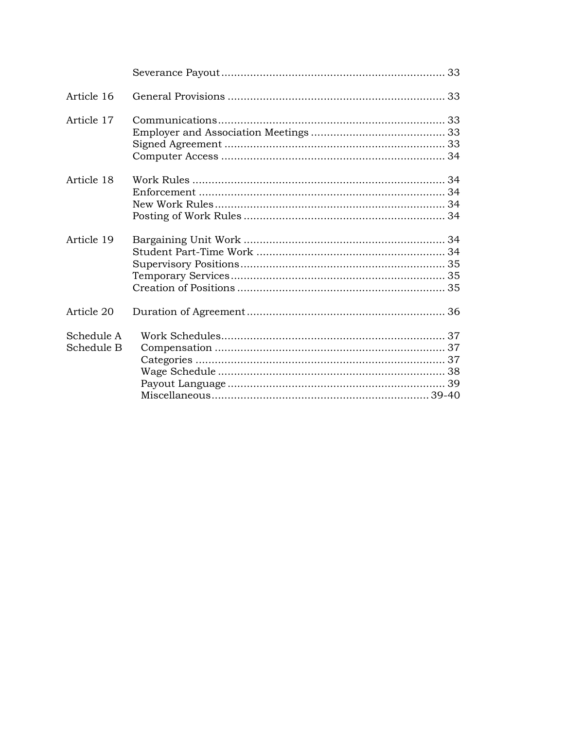| | | |
|---|---|---|
| | Severance Payout | 33 |
| Article 16 | General Provisions | 33 |
| Article 17 | Communications | 33 |
| | Employer and Association Meetings | 33 |
| | Signed Agreement | 33 |
| | Computer Access | 34 |
| Article 18 | Work Rules | 34 |
| | Enforcement | 34 |
| | New Work Rules | 34 |
| | Posting of Work Rules | 34 |
| Article 19 | Bargaining Unit Work | 34 |
| | Student Part-Time Work | 34 |
| | Supervisory Positions | 35 |
| | Temporary Services | 35 |
| | Creation of Positions | 35 |
| Article 20 | Duration of Agreement | 36 |
| Schedule A | Work Schedules | 37 |
| Schedule B | Compensation | 37 |
| | Categories | 37 |
| | Wage Schedule | 38 |
| | Payout Language | 39 |
| | Miscellaneous | 39-40 |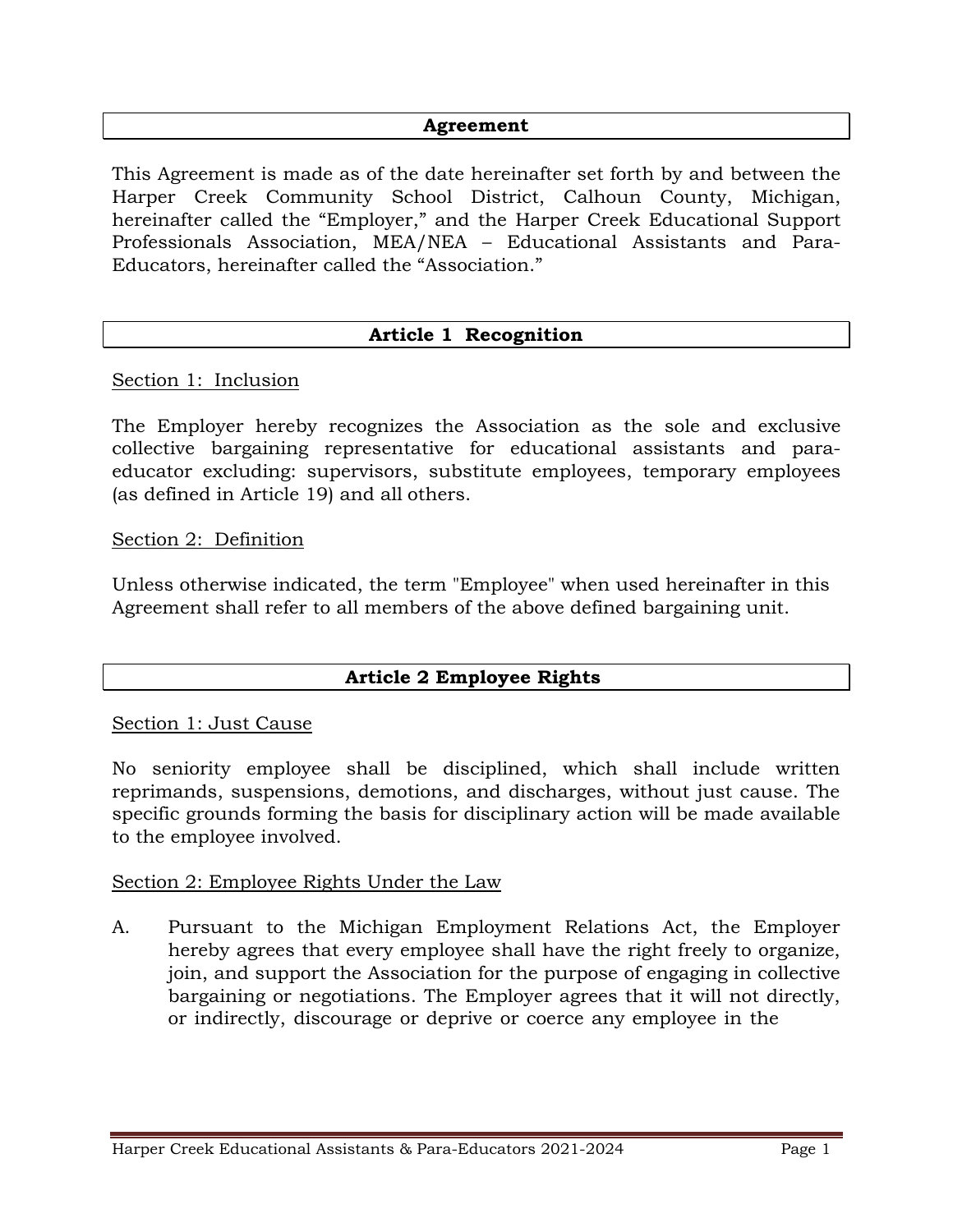## Agreement

This Agreement is made as of the date hereinafter set forth by and between the Harper Creek Community School District, Calhoun County, Michigan, hereinafter called the "Employer," and the Harper Creek Educational Support Professionals Association, MEA/NEA – Educational Assistants and Para-Educators, hereinafter called the "Association."

## Article 1 Recognition

Section 1: Inclusion

The Employer hereby recognizes the Association as the sole and exclusive collective bargaining representative for educational assistants and para-educator excluding: supervisors, substitute employees, temporary employees (as defined in Article 19) and all others.

Section 2: Definition

Unless otherwise indicated, the term "Employee" when used hereinafter in this Agreement shall refer to all members of the above defined bargaining unit.

## Article 2 Employee Rights

Section 1: Just Cause

No seniority employee shall be disciplined, which shall include written reprimands, suspensions, demotions, and discharges, without just cause. The specific grounds forming the basis for disciplinary action will be made available to the employee involved.

Section 2: Employee Rights Under the Law

A. Pursuant to the Michigan Employment Relations Act, the Employer hereby agrees that every employee shall have the right freely to organize, join, and support the Association for the purpose of engaging in collective bargaining or negotiations. The Employer agrees that it will not directly, or indirectly, discourage or deprive or coerce any employee in the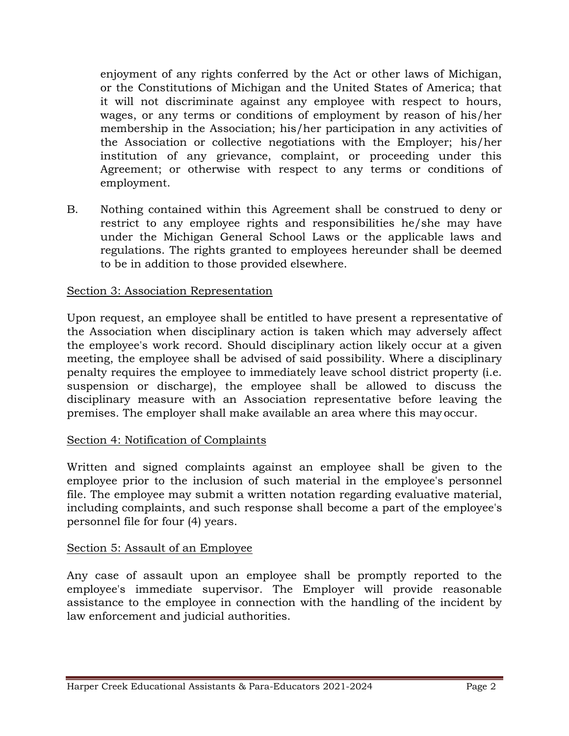enjoyment of any rights conferred by the Act or other laws of Michigan, or the Constitutions of Michigan and the United States of America; that it will not discriminate against any employee with respect to hours, wages, or any terms or conditions of employment by reason of his/her membership in the Association; his/her participation in any activities of the Association or collective negotiations with the Employer; his/her institution of any grievance, complaint, or proceeding under this Agreement; or otherwise with respect to any terms or conditions of employment.

B. Nothing contained within this Agreement shall be construed to deny or restrict to any employee rights and responsibilities he/she may have under the Michigan General School Laws or the applicable laws and regulations. The rights granted to employees hereunder shall be deemed to be in addition to those provided elsewhere.

Section 3: Association Representation

Upon request, an employee shall be entitled to have present a representative of the Association when disciplinary action is taken which may adversely affect the employee's work record. Should disciplinary action likely occur at a given meeting, the employee shall be advised of said possibility. Where a disciplinary penalty requires the employee to immediately leave school district property (i.e. suspension or discharge), the employee shall be allowed to discuss the disciplinary measure with an Association representative before leaving the premises. The employer shall make available an area where this may occur.

Section 4: Notification of Complaints

Written and signed complaints against an employee shall be given to the employee prior to the inclusion of such material in the employee's personnel file. The employee may submit a written notation regarding evaluative material, including complaints, and such response shall become a part of the employee's personnel file for four (4) years.

Section 5: Assault of an Employee

Any case of assault upon an employee shall be promptly reported to the employee's immediate supervisor. The Employer will provide reasonable assistance to the employee in connection with the handling of the incident by law enforcement and judicial authorities.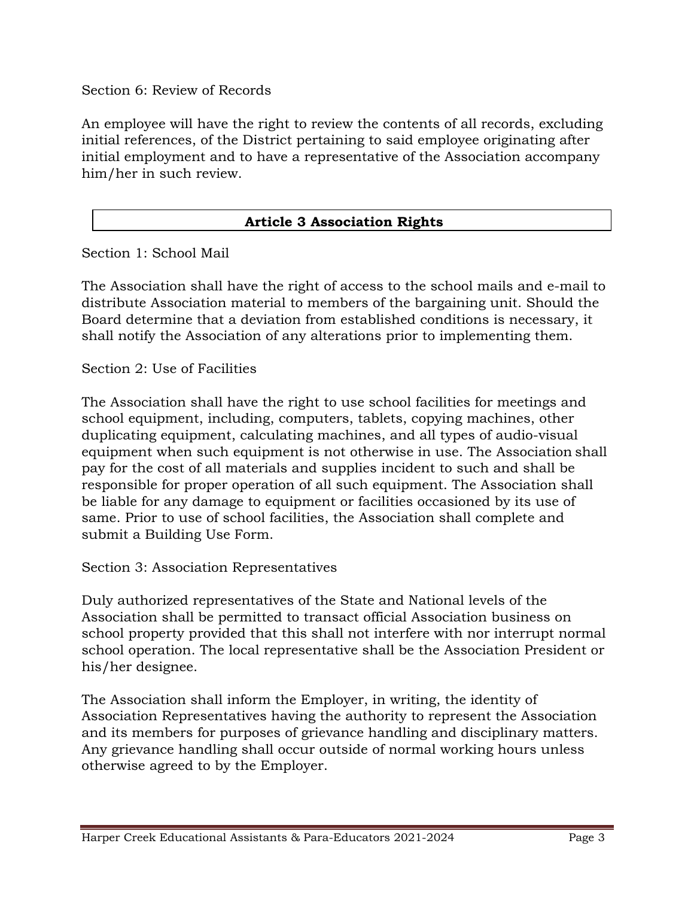Section 6: Review of Records

An employee will have the right to review the contents of all records, excluding initial references, of the District pertaining to said employee originating after initial employment and to have a representative of the Association accompany him/her in such review.

## Article 3 Association Rights

Section 1: School Mail

The Association shall have the right of access to the school mails and e-mail to distribute Association material to members of the bargaining unit. Should the Board determine that a deviation from established conditions is necessary, it shall notify the Association of any alterations prior to implementing them.

Section 2: Use of Facilities

The Association shall have the right to use school facilities for meetings and school equipment, including, computers, tablets, copying machines, other duplicating equipment, calculating machines, and all types of audio-visual equipment when such equipment is not otherwise in use. The Association shall pay for the cost of all materials and supplies incident to such and shall be responsible for proper operation of all such equipment. The Association shall be liable for any damage to equipment or facilities occasioned by its use of same. Prior to use of school facilities, the Association shall complete and submit a Building Use Form.

Section 3: Association Representatives

Duly authorized representatives of the State and National levels of the Association shall be permitted to transact official Association business on school property provided that this shall not interfere with nor interrupt normal school operation. The local representative shall be the Association President or his/her designee.

The Association shall inform the Employer, in writing, the identity of Association Representatives having the authority to represent the Association and its members for purposes of grievance handling and disciplinary matters. Any grievance handling shall occur outside of normal working hours unless otherwise agreed to by the Employer.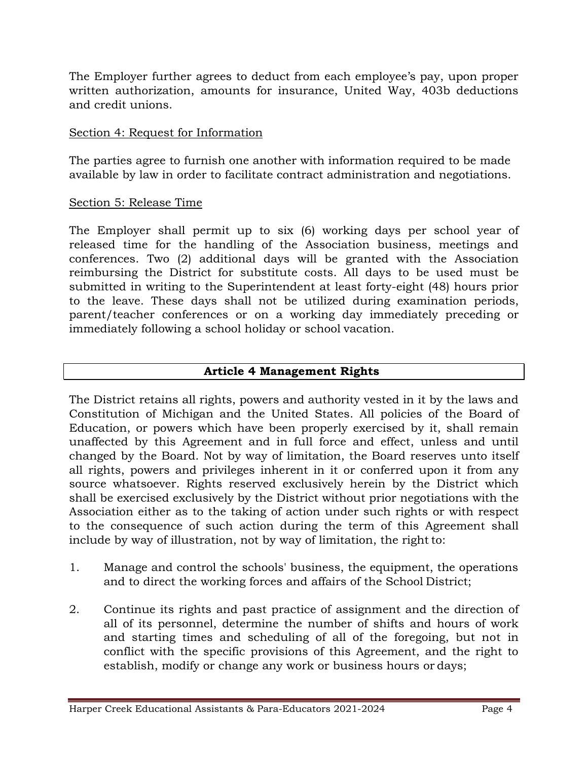The Employer further agrees to deduct from each employee's pay, upon proper written authorization, amounts for insurance, United Way, 403b deductions and credit unions.

Section 4: Request for Information

The parties agree to furnish one another with information required to be made available by law in order to facilitate contract administration and negotiations.

Section 5: Release Time

The Employer shall permit up to six (6) working days per school year of released time for the handling of the Association business, meetings and conferences. Two (2) additional days will be granted with the Association reimbursing the District for substitute costs. All days to be used must be submitted in writing to the Superintendent at least forty-eight (48) hours prior to the leave. These days shall not be utilized during examination periods, parent/teacher conferences or on a working day immediately preceding or immediately following a school holiday or school vacation.

## Article 4 Management Rights

The District retains all rights, powers and authority vested in it by the laws and Constitution of Michigan and the United States. All policies of the Board of Education, or powers which have been properly exercised by it, shall remain unaffected by this Agreement and in full force and effect, unless and until changed by the Board. Not by way of limitation, the Board reserves unto itself all rights, powers and privileges inherent in it or conferred upon it from any source whatsoever. Rights reserved exclusively herein by the District which shall be exercised exclusively by the District without prior negotiations with the Association either as to the taking of action under such rights or with respect to the consequence of such action during the term of this Agreement shall include by way of illustration, not by way of limitation, the right to:

1. Manage and control the schools' business, the equipment, the operations and to direct the working forces and affairs of the School District;

2. Continue its rights and past practice of assignment and the direction of all of its personnel, determine the number of shifts and hours of work and starting times and scheduling of all of the foregoing, but not in conflict with the specific provisions of this Agreement, and the right to establish, modify or change any work or business hours or days;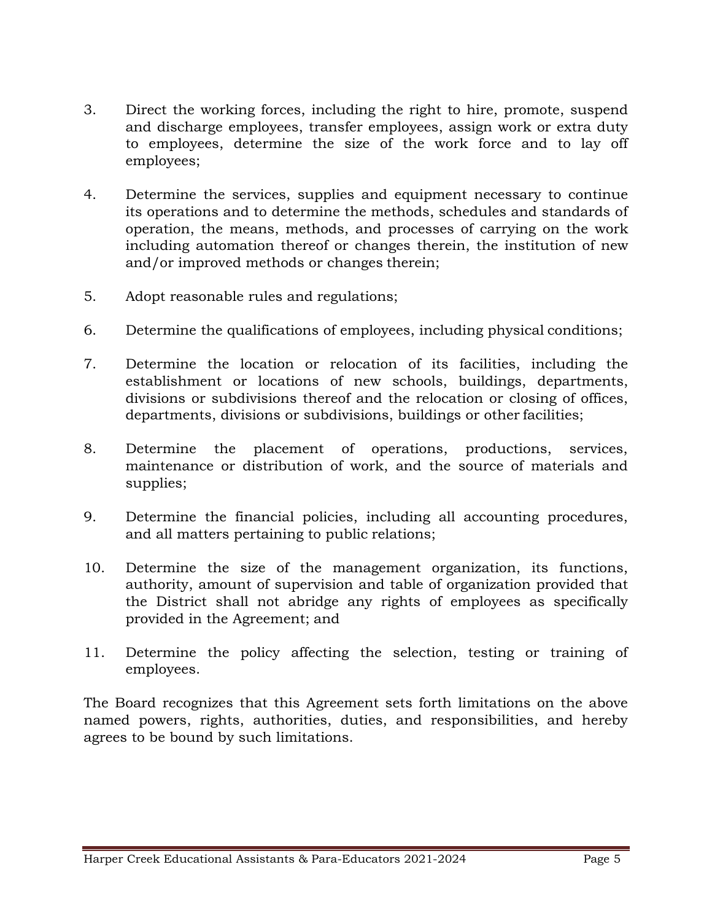3. Direct the working forces, including the right to hire, promote, suspend and discharge employees, transfer employees, assign work or extra duty to employees, determine the size of the work force and to lay off employees;

4. Determine the services, supplies and equipment necessary to continue its operations and to determine the methods, schedules and standards of operation, the means, methods, and processes of carrying on the work including automation thereof or changes therein, the institution of new and/or improved methods or changes therein;

5. Adopt reasonable rules and regulations;

6. Determine the qualifications of employees, including physical conditions;

7. Determine the location or relocation of its facilities, including the establishment or locations of new schools, buildings, departments, divisions or subdivisions thereof and the relocation or closing of offices, departments, divisions or subdivisions, buildings or other facilities;

8. Determine the placement of operations, productions, services, maintenance or distribution of work, and the source of materials and supplies;

9. Determine the financial policies, including all accounting procedures, and all matters pertaining to public relations;

10. Determine the size of the management organization, its functions, authority, amount of supervision and table of organization provided that the District shall not abridge any rights of employees as specifically provided in the Agreement; and

11. Determine the policy affecting the selection, testing or training of employees.

The Board recognizes that this Agreement sets forth limitations on the above named powers, rights, authorities, duties, and responsibilities, and hereby agrees to be bound by such limitations.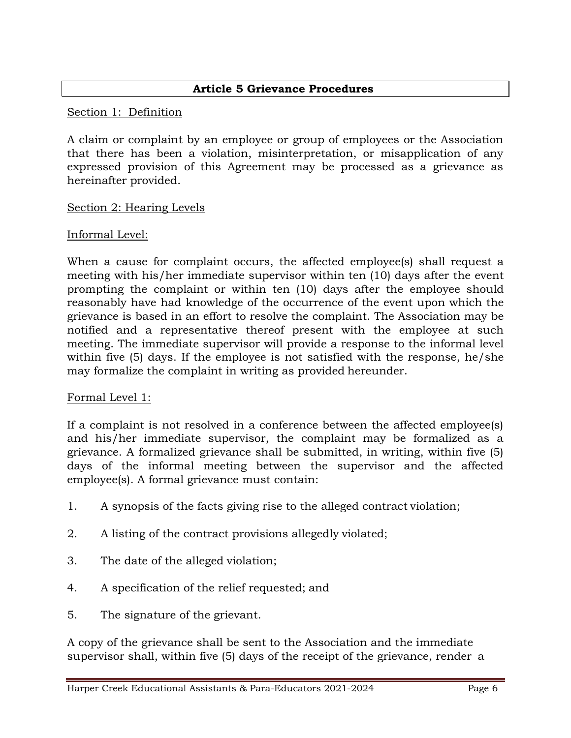## Article 5 Grievance Procedures

Section 1: Definition

A claim or complaint by an employee or group of employees or the Association that there has been a violation, misinterpretation, or misapplication of any expressed provision of this Agreement may be processed as a grievance as hereinafter provided.

Section 2: Hearing Levels

Informal Level:

When a cause for complaint occurs, the affected employee(s) shall request a meeting with his/her immediate supervisor within ten (10) days after the event prompting the complaint or within ten (10) days after the employee should reasonably have had knowledge of the occurrence of the event upon which the grievance is based in an effort to resolve the complaint. The Association may be notified and a representative thereof present with the employee at such meeting. The immediate supervisor will provide a response to the informal level within five (5) days. If the employee is not satisfied with the response, he/she may formalize the complaint in writing as provided hereunder.

Formal Level 1:

If a complaint is not resolved in a conference between the affected employee(s) and his/her immediate supervisor, the complaint may be formalized as a grievance. A formalized grievance shall be submitted, in writing, within five (5) days of the informal meeting between the supervisor and the affected employee(s). A formal grievance must contain:

1. A synopsis of the facts giving rise to the alleged contract violation;

2. A listing of the contract provisions allegedly violated;

3. The date of the alleged violation;

4. A specification of the relief requested; and

5. The signature of the grievant.

A copy of the grievance shall be sent to the Association and the immediate supervisor shall, within five (5) days of the receipt of the grievance, render a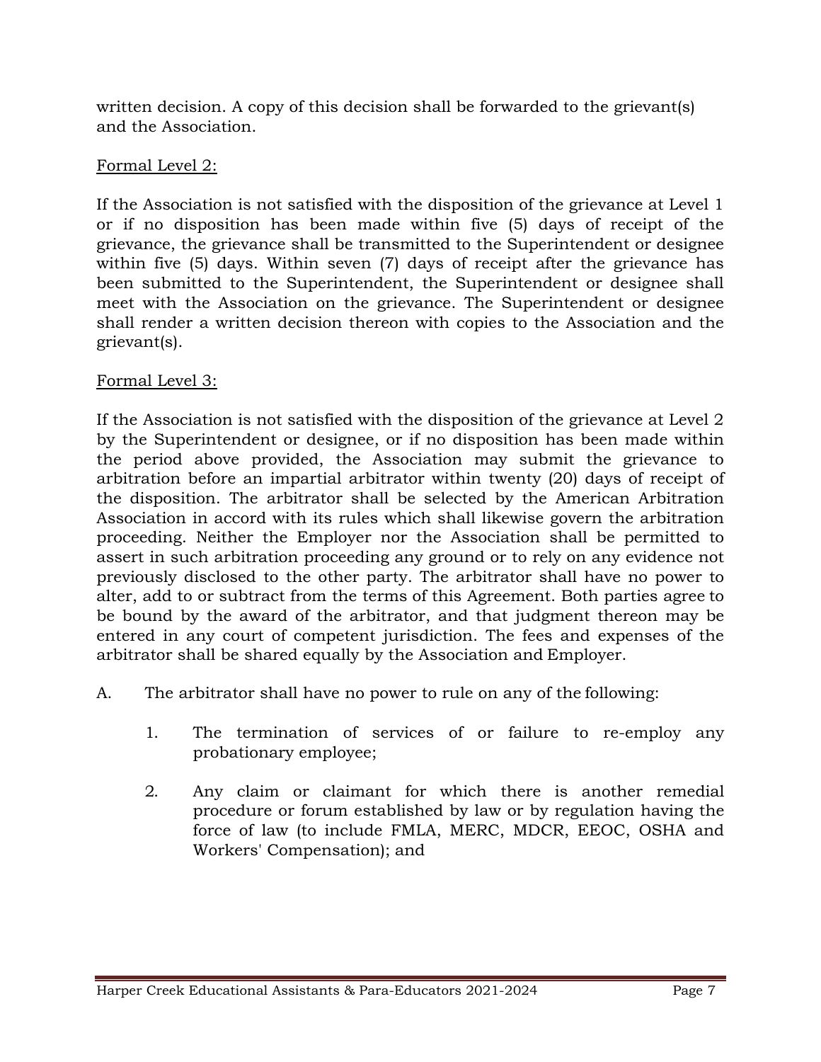written decision. A copy of this decision shall be forwarded to the grievant(s) and the Association.

Formal Level 2:

If the Association is not satisfied with the disposition of the grievance at Level 1 or if no disposition has been made within five (5) days of receipt of the grievance, the grievance shall be transmitted to the Superintendent or designee within five (5) days. Within seven (7) days of receipt after the grievance has been submitted to the Superintendent, the Superintendent or designee shall meet with the Association on the grievance. The Superintendent or designee shall render a written decision thereon with copies to the Association and the grievant(s).

Formal Level 3:

If the Association is not satisfied with the disposition of the grievance at Level 2 by the Superintendent or designee, or if no disposition has been made within the period above provided, the Association may submit the grievance to arbitration before an impartial arbitrator within twenty (20) days of receipt of the disposition. The arbitrator shall be selected by the American Arbitration Association in accord with its rules which shall likewise govern the arbitration proceeding. Neither the Employer nor the Association shall be permitted to assert in such arbitration proceeding any ground or to rely on any evidence not previously disclosed to the other party. The arbitrator shall have no power to alter, add to or subtract from the terms of this Agreement. Both parties agree to be bound by the award of the arbitrator, and that judgment thereon may be entered in any court of competent jurisdiction. The fees and expenses of the arbitrator shall be shared equally by the Association and Employer.

A. The arbitrator shall have no power to rule on any of the following:

   1. The termination of services of or failure to re-employ any probationary employee;

   2. Any claim or claimant for which there is another remedial procedure or forum established by law or by regulation having the force of law (to include FMLA, MERC, MDCR, EEOC, OSHA and Workers' Compensation); and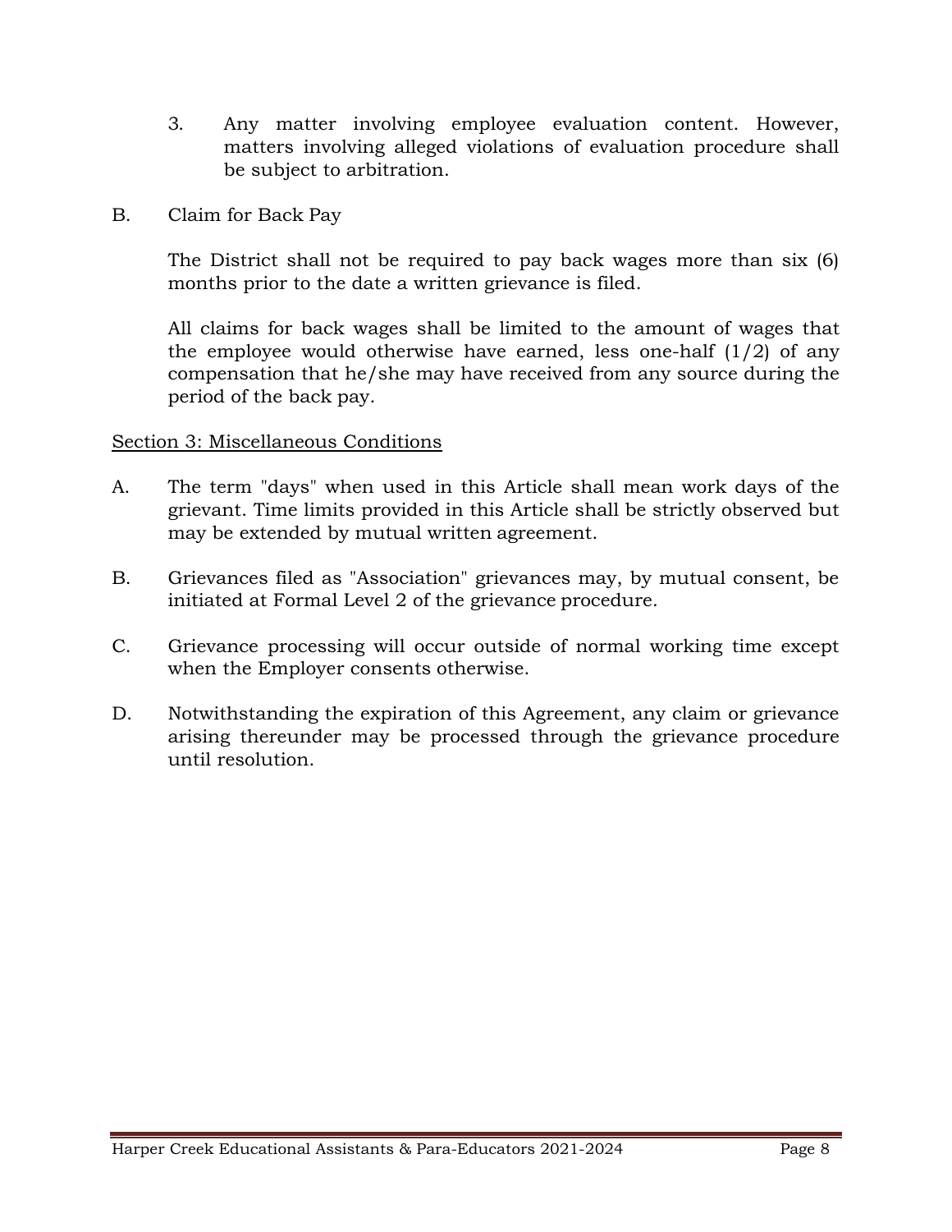3. Any matter involving employee evaluation content. However, matters involving alleged violations of evaluation procedure shall be subject to arbitration.

B. Claim for Back Pay

The District shall not be required to pay back wages more than six (6) months prior to the date a written grievance is filed.

All claims for back wages shall be limited to the amount of wages that the employee would otherwise have earned, less one-half (1/2) of any compensation that he/she may have received from any source during the period of the back pay.

<u>Section 3: Miscellaneous Conditions</u>

A. The term "days" when used in this Article shall mean work days of the grievant. Time limits provided in this Article shall be strictly observed but may be extended by mutual written agreement.

B. Grievances filed as "Association" grievances may, by mutual consent, be initiated at Formal Level 2 of the grievance procedure.

C. Grievance processing will occur outside of normal working time except when the Employer consents otherwise.

D. Notwithstanding the expiration of this Agreement, any claim or grievance arising thereunder may be processed through the grievance procedure until resolution.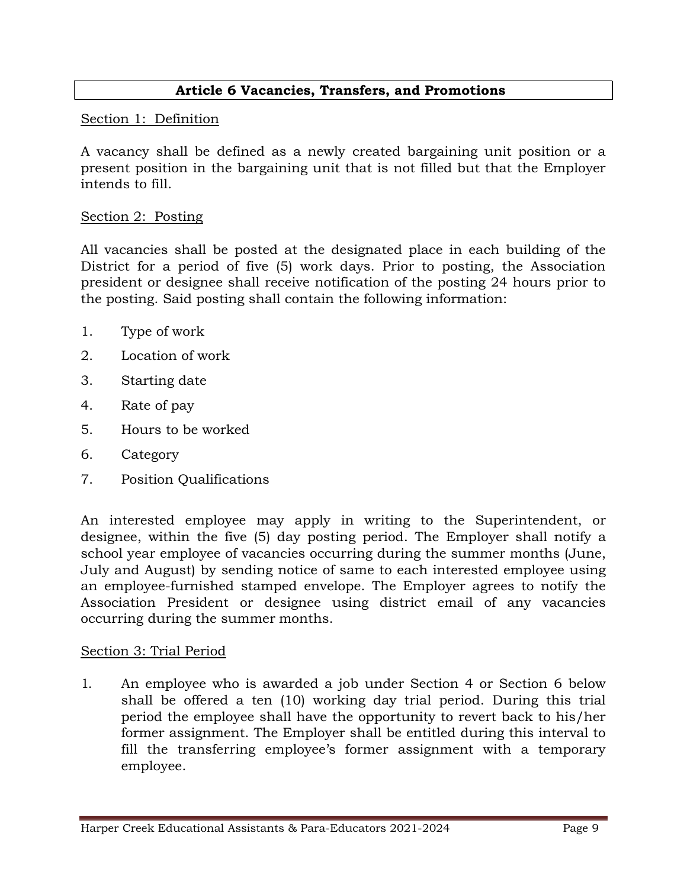## Article 6 Vacancies, Transfers, and Promotions

Section 1: Definition

A vacancy shall be defined as a newly created bargaining unit position or a present position in the bargaining unit that is not filled but that the Employer intends to fill.

Section 2: Posting

All vacancies shall be posted at the designated place in each building of the District for a period of five (5) work days. Prior to posting, the Association president or designee shall receive notification of the posting 24 hours prior to the posting. Said posting shall contain the following information:

1. Type of work
2. Location of work
3. Starting date
4. Rate of pay
5. Hours to be worked
6. Category
7. Position Qualifications

An interested employee may apply in writing to the Superintendent, or designee, within the five (5) day posting period. The Employer shall notify a school year employee of vacancies occurring during the summer months (June, July and August) by sending notice of same to each interested employee using an employee-furnished stamped envelope. The Employer agrees to notify the Association President or designee using district email of any vacancies occurring during the summer months.

Section 3: Trial Period

1. An employee who is awarded a job under Section 4 or Section 6 below shall be offered a ten (10) working day trial period. During this trial period the employee shall have the opportunity to revert back to his/her former assignment. The Employer shall be entitled during this interval to fill the transferring employee's former assignment with a temporary employee.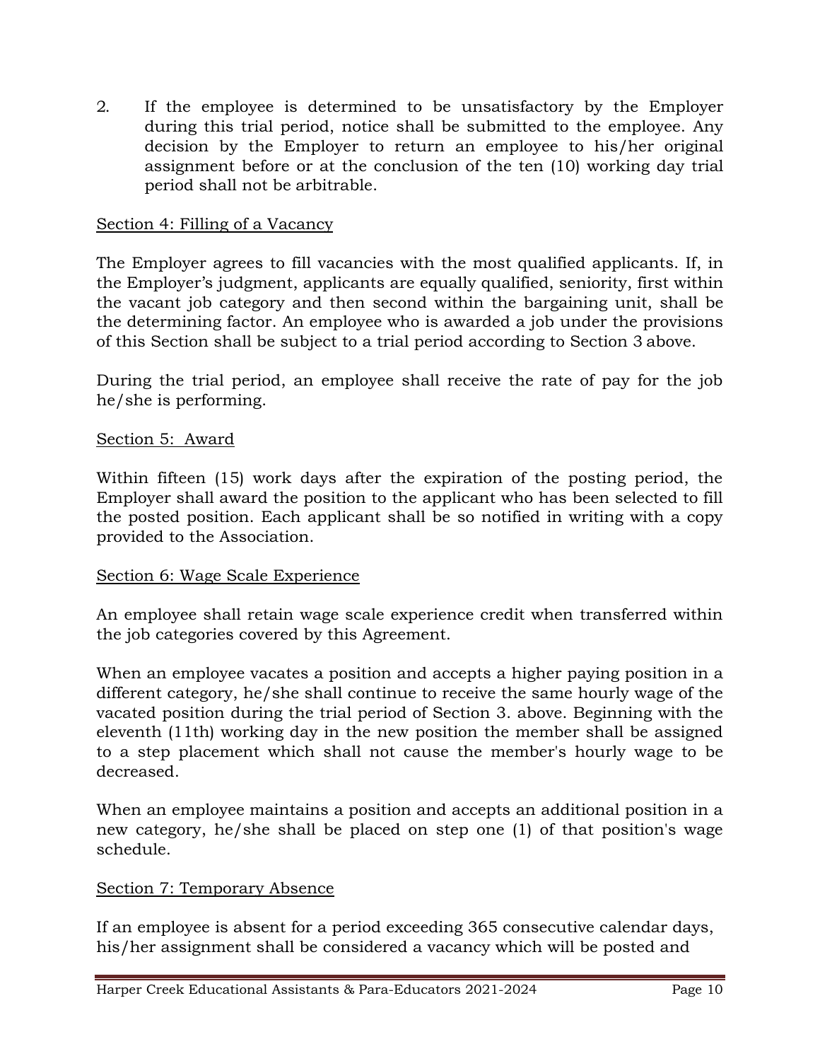2. If the employee is determined to be unsatisfactory by the Employer during this trial period, notice shall be submitted to the employee. Any decision by the Employer to return an employee to his/her original assignment before or at the conclusion of the ten (10) working day trial period shall not be arbitrable.

<u>Section 4: Filling of a Vacancy</u>

The Employer agrees to fill vacancies with the most qualified applicants. If, in the Employer's judgment, applicants are equally qualified, seniority, first within the vacant job category and then second within the bargaining unit, shall be the determining factor. An employee who is awarded a job under the provisions of this Section shall be subject to a trial period according to Section 3 above.

During the trial period, an employee shall receive the rate of pay for the job he/she is performing.

<u>Section 5: Award</u>

Within fifteen (15) work days after the expiration of the posting period, the Employer shall award the position to the applicant who has been selected to fill the posted position. Each applicant shall be so notified in writing with a copy provided to the Association.

<u>Section 6: Wage Scale Experience</u>

An employee shall retain wage scale experience credit when transferred within the job categories covered by this Agreement.

When an employee vacates a position and accepts a higher paying position in a different category, he/she shall continue to receive the same hourly wage of the vacated position during the trial period of Section 3. above. Beginning with the eleventh (11th) working day in the new position the member shall be assigned to a step placement which shall not cause the member's hourly wage to be decreased.

When an employee maintains a position and accepts an additional position in a new category, he/she shall be placed on step one (1) of that position's wage schedule.

<u>Section 7: Temporary Absence</u>

If an employee is absent for a period exceeding 365 consecutive calendar days, his/her assignment shall be considered a vacancy which will be posted and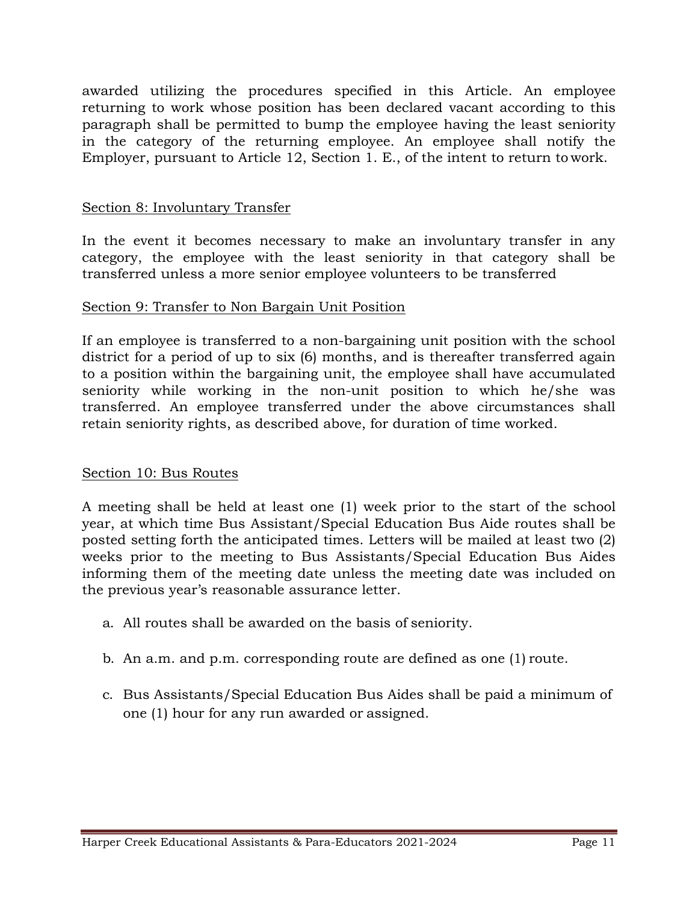awarded utilizing the procedures specified in this Article. An employee returning to work whose position has been declared vacant according to this paragraph shall be permitted to bump the employee having the least seniority in the category of the returning employee. An employee shall notify the Employer, pursuant to Article 12, Section 1. E., of the intent to return to work.

## Section 8: Involuntary Transfer

In the event it becomes necessary to make an involuntary transfer in any category, the employee with the least seniority in that category shall be transferred unless a more senior employee volunteers to be transferred

## Section 9: Transfer to Non Bargain Unit Position

If an employee is transferred to a non-bargaining unit position with the school district for a period of up to six (6) months, and is thereafter transferred again to a position within the bargaining unit, the employee shall have accumulated seniority while working in the non-unit position to which he/she was transferred. An employee transferred under the above circumstances shall retain seniority rights, as described above, for duration of time worked.

## Section 10: Bus Routes

A meeting shall be held at least one (1) week prior to the start of the school year, at which time Bus Assistant/Special Education Bus Aide routes shall be posted setting forth the anticipated times. Letters will be mailed at least two (2) weeks prior to the meeting to Bus Assistants/Special Education Bus Aides informing them of the meeting date unless the meeting date was included on the previous year's reasonable assurance letter.

a. All routes shall be awarded on the basis of seniority.

b. An a.m. and p.m. corresponding route are defined as one (1) route.

c. Bus Assistants/Special Education Bus Aides shall be paid a minimum of one (1) hour for any run awarded or assigned.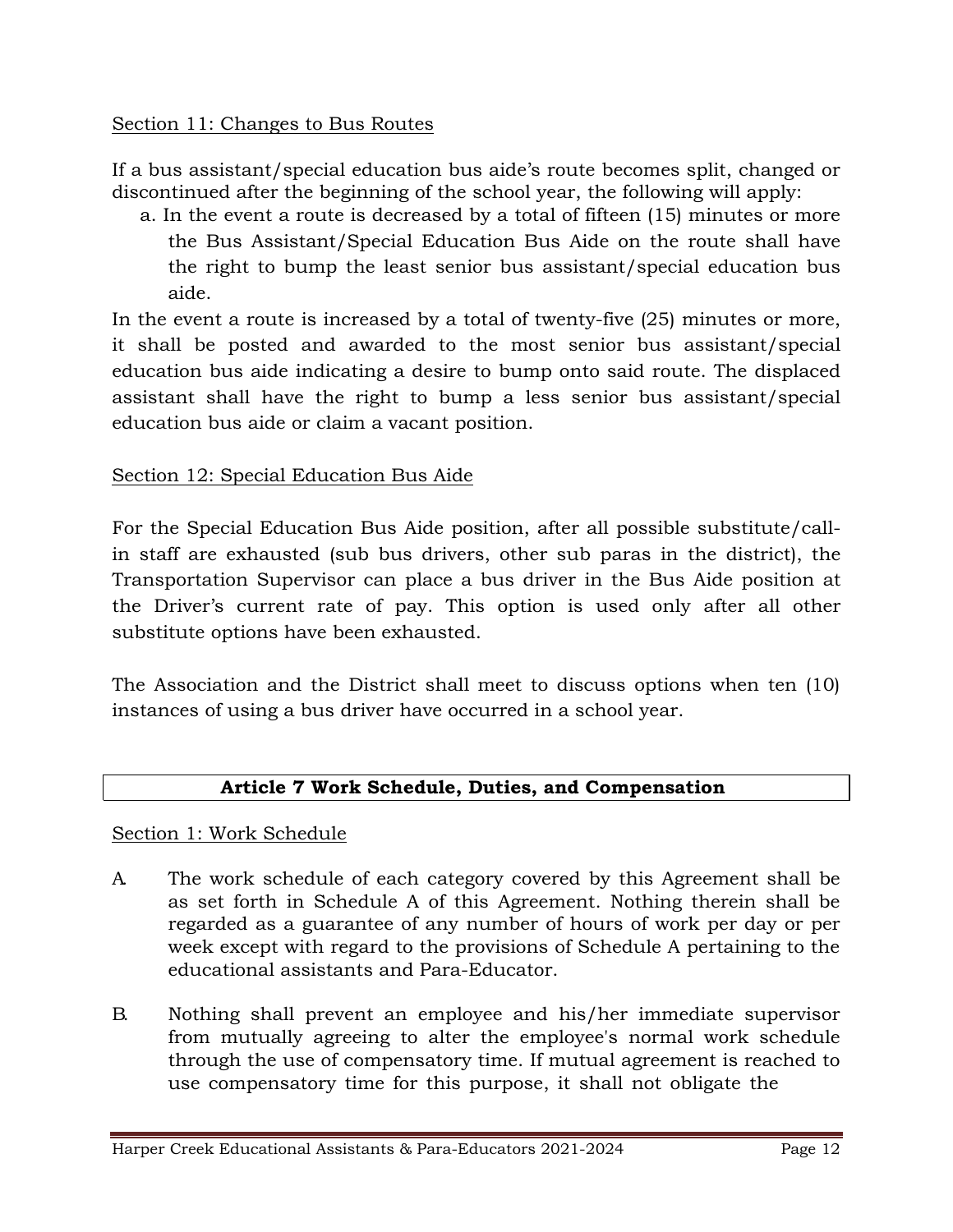Section 11: Changes to Bus Routes

If a bus assistant/special education bus aide's route becomes split, changed or discontinued after the beginning of the school year, the following will apply:

a. In the event a route is decreased by a total of fifteen (15) minutes or more the Bus Assistant/Special Education Bus Aide on the route shall have the right to bump the least senior bus assistant/special education bus aide.

In the event a route is increased by a total of twenty-five (25) minutes or more, it shall be posted and awarded to the most senior bus assistant/special education bus aide indicating a desire to bump onto said route. The displaced assistant shall have the right to bump a less senior bus assistant/special education bus aide or claim a vacant position.

Section 12: Special Education Bus Aide

For the Special Education Bus Aide position, after all possible substitute/call-in staff are exhausted (sub bus drivers, other sub paras in the district), the Transportation Supervisor can place a bus driver in the Bus Aide position at the Driver's current rate of pay. This option is used only after all other substitute options have been exhausted.

The Association and the District shall meet to discuss options when ten (10) instances of using a bus driver have occurred in a school year.

## Article 7 Work Schedule, Duties, and Compensation

Section 1: Work Schedule

A. The work schedule of each category covered by this Agreement shall be as set forth in Schedule A of this Agreement. Nothing therein shall be regarded as a guarantee of any number of hours of work per day or per week except with regard to the provisions of Schedule A pertaining to the educational assistants and Para-Educator.

B. Nothing shall prevent an employee and his/her immediate supervisor from mutually agreeing to alter the employee's normal work schedule through the use of compensatory time. If mutual agreement is reached to use compensatory time for this purpose, it shall not obligate the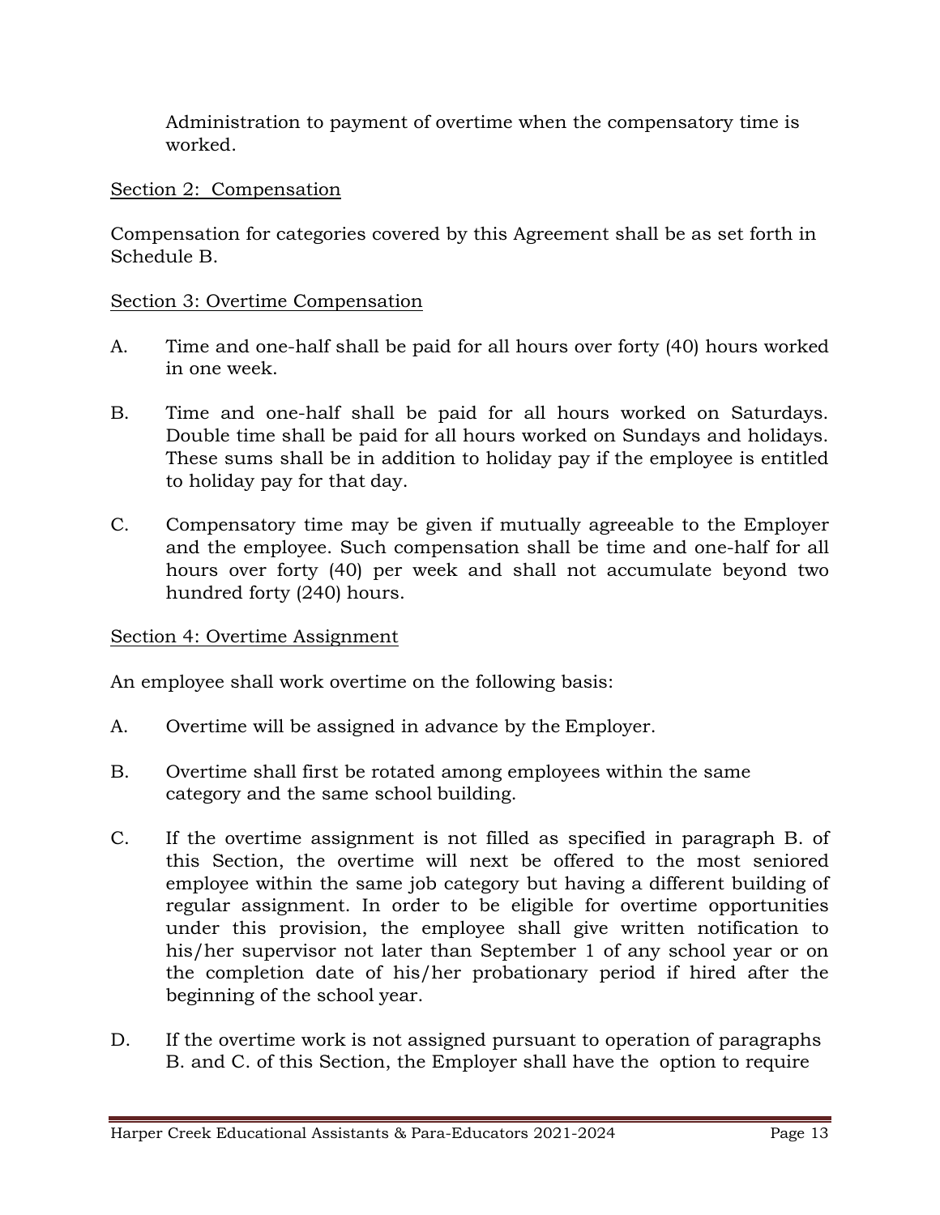Administration to payment of overtime when the compensatory time is worked.

Section 2: Compensation

Compensation for categories covered by this Agreement shall be as set forth in Schedule B.

Section 3: Overtime Compensation

A. Time and one-half shall be paid for all hours over forty (40) hours worked in one week.

B. Time and one-half shall be paid for all hours worked on Saturdays. Double time shall be paid for all hours worked on Sundays and holidays. These sums shall be in addition to holiday pay if the employee is entitled to holiday pay for that day.

C. Compensatory time may be given if mutually agreeable to the Employer and the employee. Such compensation shall be time and one-half for all hours over forty (40) per week and shall not accumulate beyond two hundred forty (240) hours.

Section 4: Overtime Assignment

An employee shall work overtime on the following basis:

A. Overtime will be assigned in advance by the Employer.

B. Overtime shall first be rotated among employees within the same category and the same school building.

C. If the overtime assignment is not filled as specified in paragraph B. of this Section, the overtime will next be offered to the most seniored employee within the same job category but having a different building of regular assignment. In order to be eligible for overtime opportunities under this provision, the employee shall give written notification to his/her supervisor not later than September 1 of any school year or on the completion date of his/her probationary period if hired after the beginning of the school year.

D. If the overtime work is not assigned pursuant to operation of paragraphs B. and C. of this Section, the Employer shall have the option to require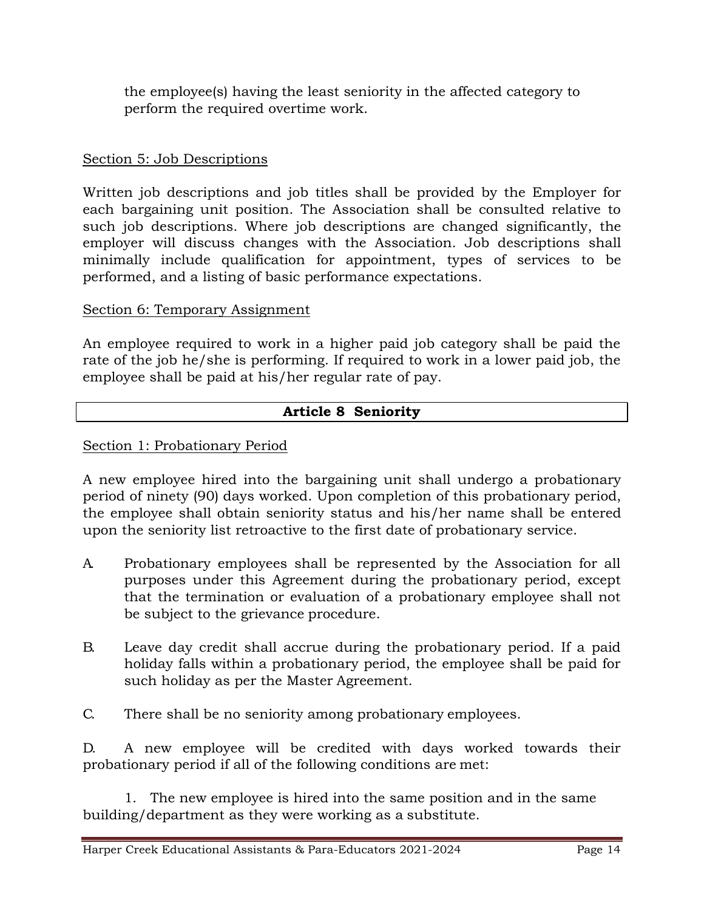the employee(s) having the least seniority in the affected category to perform the required overtime work.

Section 5: Job Descriptions

Written job descriptions and job titles shall be provided by the Employer for each bargaining unit position. The Association shall be consulted relative to such job descriptions. Where job descriptions are changed significantly, the employer will discuss changes with the Association. Job descriptions shall minimally include qualification for appointment, types of services to be performed, and a listing of basic performance expectations.

Section 6: Temporary Assignment

An employee required to work in a higher paid job category shall be paid the rate of the job he/she is performing. If required to work in a lower paid job, the employee shall be paid at his/her regular rate of pay.

## Article 8 Seniority

Section 1: Probationary Period

A new employee hired into the bargaining unit shall undergo a probationary period of ninety (90) days worked. Upon completion of this probationary period, the employee shall obtain seniority status and his/her name shall be entered upon the seniority list retroactive to the first date of probationary service.

A. Probationary employees shall be represented by the Association for all purposes under this Agreement during the probationary period, except that the termination or evaluation of a probationary employee shall not be subject to the grievance procedure.

B. Leave day credit shall accrue during the probationary period. If a paid holiday falls within a probationary period, the employee shall be paid for such holiday as per the Master Agreement.

C. There shall be no seniority among probationary employees.

D. A new employee will be credited with days worked towards their probationary period if all of the following conditions are met:

1. The new employee is hired into the same position and in the same building/department as they were working as a substitute.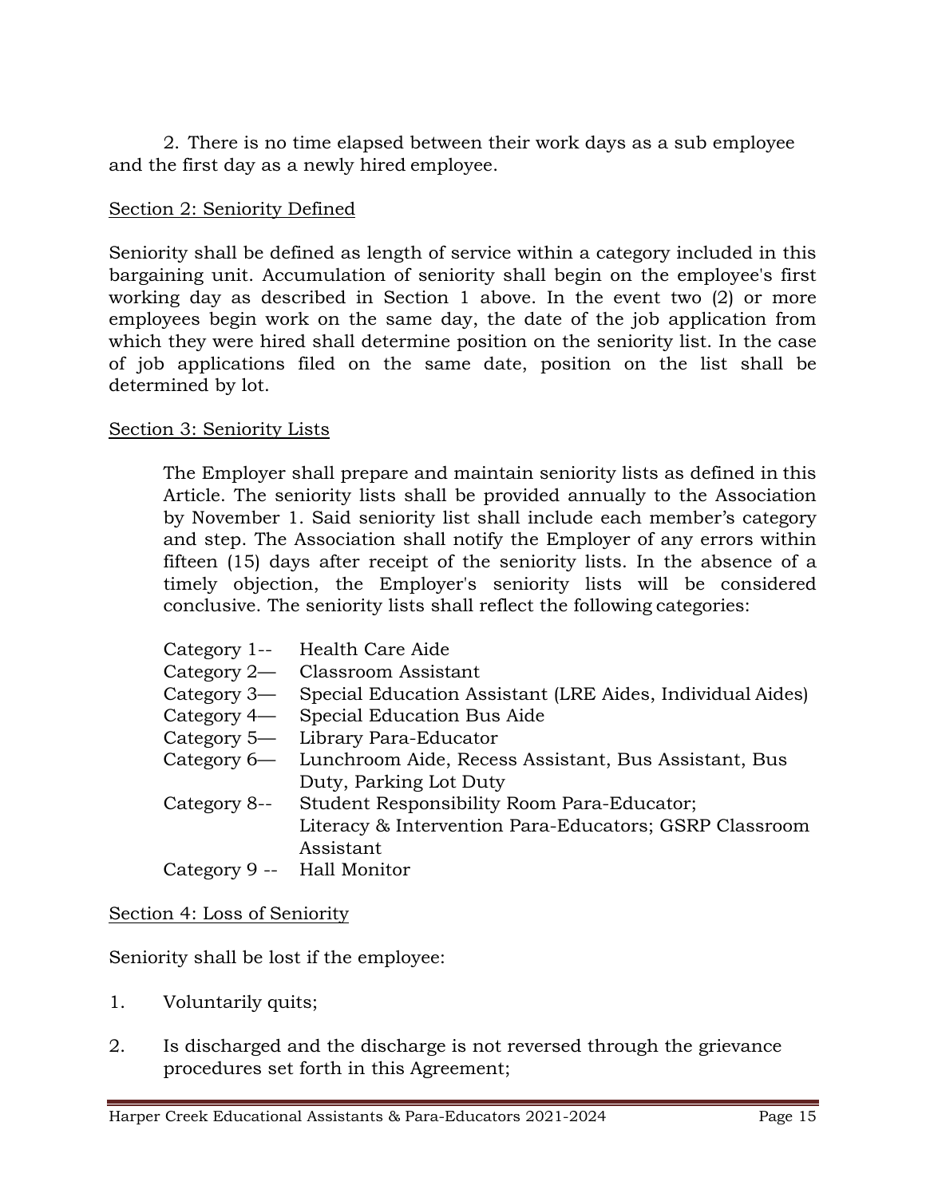2. There is no time elapsed between their work days as a sub employee and the first day as a newly hired employee.

Section 2: Seniority Defined

Seniority shall be defined as length of service within a category included in this bargaining unit. Accumulation of seniority shall begin on the employee's first working day as described in Section 1 above. In the event two (2) or more employees begin work on the same day, the date of the job application from which they were hired shall determine position on the seniority list. In the case of job applications filed on the same date, position on the list shall be determined by lot.

Section 3: Seniority Lists

The Employer shall prepare and maintain seniority lists as defined in this Article. The seniority lists shall be provided annually to the Association by November 1. Said seniority list shall include each member's category and step. The Association shall notify the Employer of any errors within fifteen (15) days after receipt of the seniority lists. In the absence of a timely objection, the Employer's seniority lists will be considered conclusive. The seniority lists shall reflect the following categories:

| | |
|---|---|
| Category 1-- | Health Care Aide |
| Category 2— | Classroom Assistant |
| Category 3— | Special Education Assistant (LRE Aides, Individual Aides) |
| Category 4— | Special Education Bus Aide |
| Category 5— | Library Para-Educator |
| Category 6— | Lunchroom Aide, Recess Assistant, Bus Assistant, Bus Duty, Parking Lot Duty |
| Category 8-- | Student Responsibility Room Para-Educator; Literacy & Intervention Para-Educators; GSRP Classroom Assistant |
| Category 9 -- | Hall Monitor |

Section 4: Loss of Seniority

Seniority shall be lost if the employee:

1. Voluntarily quits;

2. Is discharged and the discharge is not reversed through the grievance procedures set forth in this Agreement;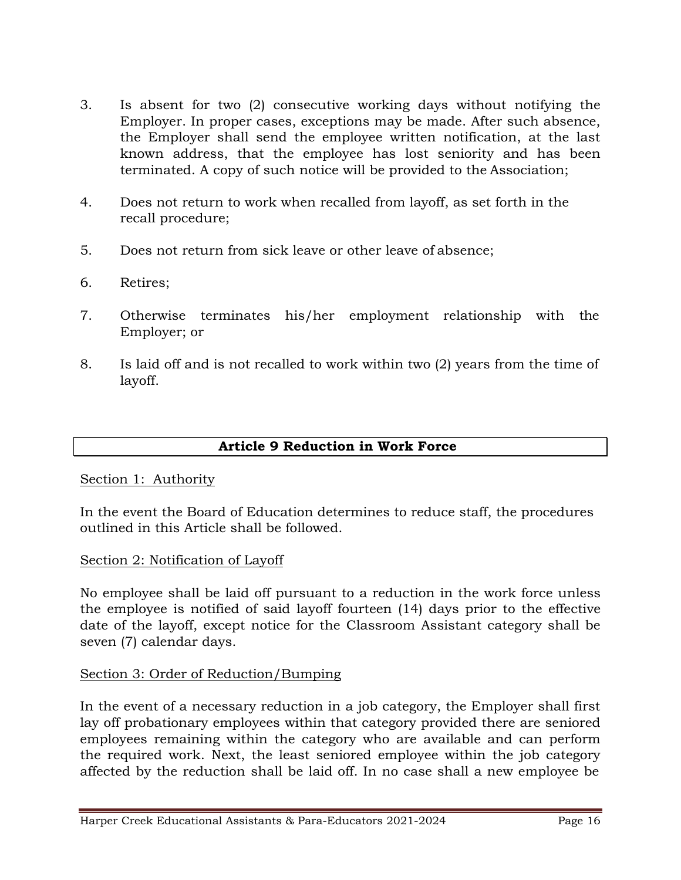3. Is absent for two (2) consecutive working days without notifying the Employer. In proper cases, exceptions may be made. After such absence, the Employer shall send the employee written notification, at the last known address, that the employee has lost seniority and has been terminated. A copy of such notice will be provided to the Association;

4. Does not return to work when recalled from layoff, as set forth in the recall procedure;

5. Does not return from sick leave or other leave of absence;

6. Retires;

7. Otherwise terminates his/her employment relationship with the Employer; or

8. Is laid off and is not recalled to work within two (2) years from the time of layoff.

## Article 9 Reduction in Work Force

Section 1: Authority

In the event the Board of Education determines to reduce staff, the procedures outlined in this Article shall be followed.

Section 2: Notification of Layoff

No employee shall be laid off pursuant to a reduction in the work force unless the employee is notified of said layoff fourteen (14) days prior to the effective date of the layoff, except notice for the Classroom Assistant category shall be seven (7) calendar days.

Section 3: Order of Reduction/Bumping

In the event of a necessary reduction in a job category, the Employer shall first lay off probationary employees within that category provided there are seniored employees remaining within the category who are available and can perform the required work. Next, the least seniored employee within the job category affected by the reduction shall be laid off. In no case shall a new employee be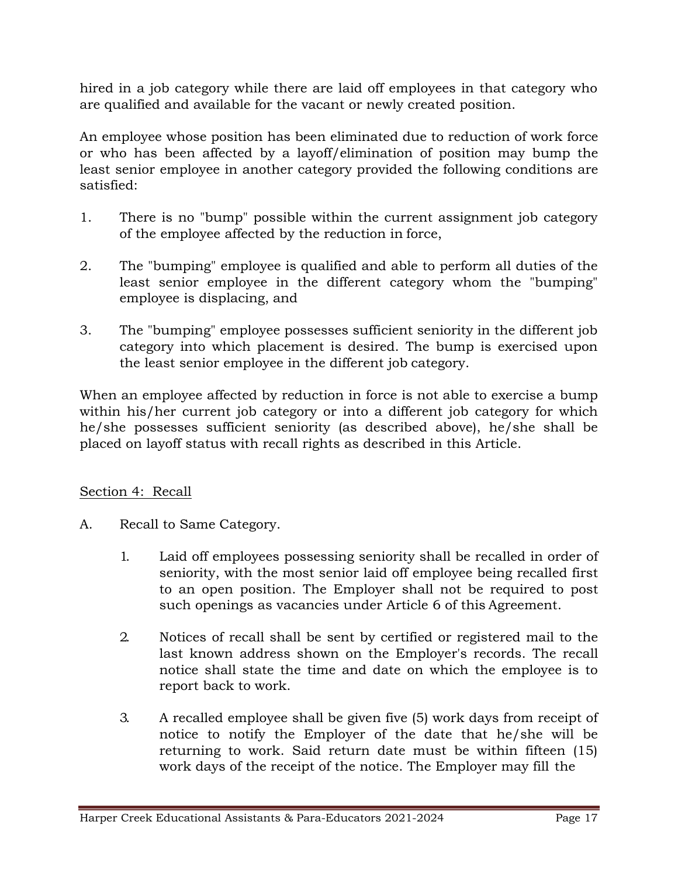hired in a job category while there are laid off employees in that category who are qualified and available for the vacant or newly created position.

An employee whose position has been eliminated due to reduction of work force or who has been affected by a layoff/elimination of position may bump the least senior employee in another category provided the following conditions are satisfied:

1. There is no "bump" possible within the current assignment job category of the employee affected by the reduction in force,

2. The "bumping" employee is qualified and able to perform all duties of the least senior employee in the different category whom the "bumping" employee is displacing, and

3. The "bumping" employee possesses sufficient seniority in the different job category into which placement is desired. The bump is exercised upon the least senior employee in the different job category.

When an employee affected by reduction in force is not able to exercise a bump within his/her current job category or into a different job category for which he/she possesses sufficient seniority (as described above), he/she shall be placed on layoff status with recall rights as described in this Article.

<u>Section 4: Recall</u>

A. Recall to Same Category.

   1. Laid off employees possessing seniority shall be recalled in order of seniority, with the most senior laid off employee being recalled first to an open position. The Employer shall not be required to post such openings as vacancies under Article 6 of this Agreement.

   2. Notices of recall shall be sent by certified or registered mail to the last known address shown on the Employer's records. The recall notice shall state the time and date on which the employee is to report back to work.

   3. A recalled employee shall be given five (5) work days from receipt of notice to notify the Employer of the date that he/she will be returning to work. Said return date must be within fifteen (15) work days of the receipt of the notice. The Employer may fill the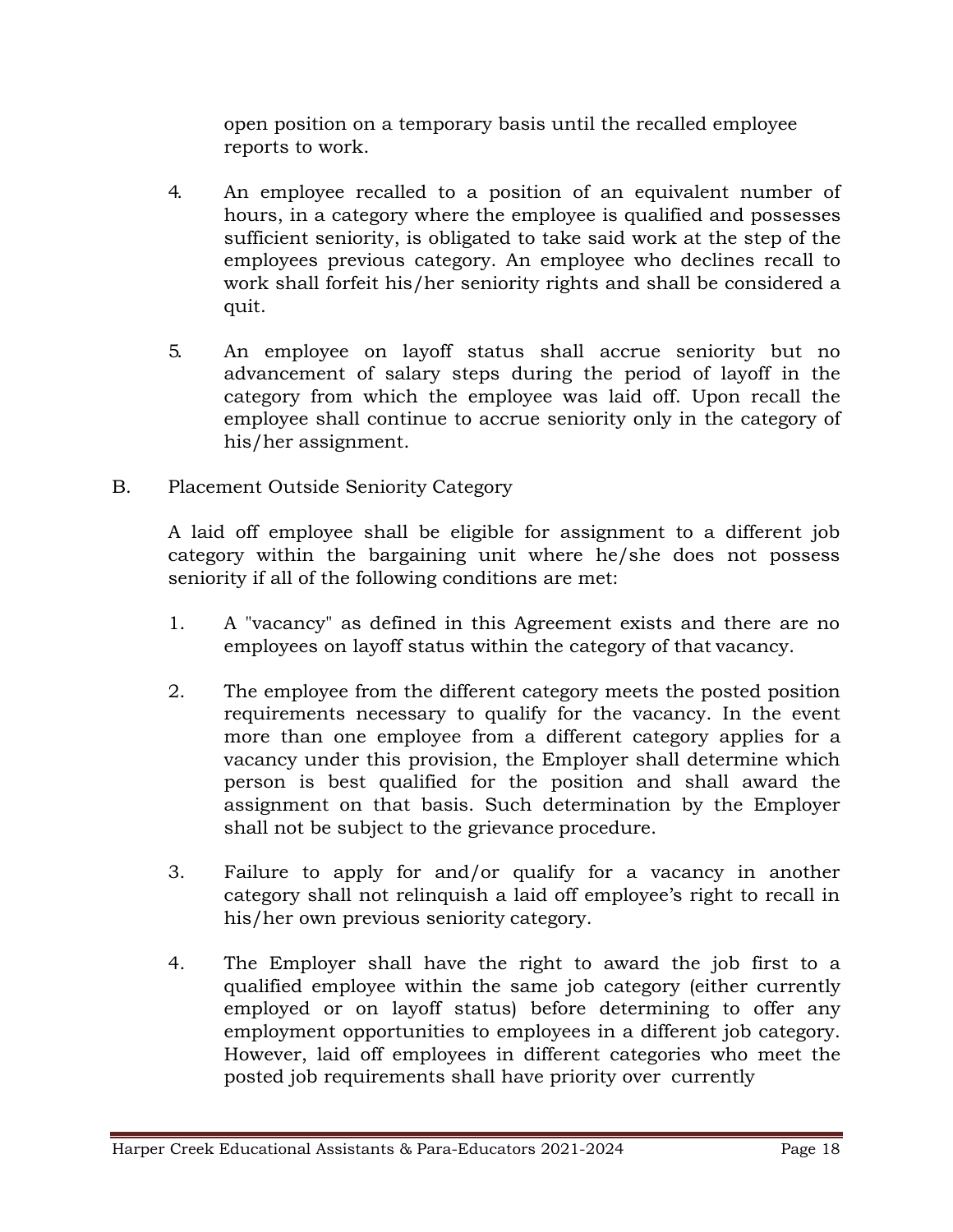open position on a temporary basis until the recalled employee reports to work.

4. An employee recalled to a position of an equivalent number of hours, in a category where the employee is qualified and possesses sufficient seniority, is obligated to take said work at the step of the employees previous category. An employee who declines recall to work shall forfeit his/her seniority rights and shall be considered a quit.

5. An employee on layoff status shall accrue seniority but no advancement of salary steps during the period of layoff in the category from which the employee was laid off. Upon recall the employee shall continue to accrue seniority only in the category of his/her assignment.

B. Placement Outside Seniority Category

A laid off employee shall be eligible for assignment to a different job category within the bargaining unit where he/she does not possess seniority if all of the following conditions are met:

1. A "vacancy" as defined in this Agreement exists and there are no employees on layoff status within the category of that vacancy.

2. The employee from the different category meets the posted position requirements necessary to qualify for the vacancy. In the event more than one employee from a different category applies for a vacancy under this provision, the Employer shall determine which person is best qualified for the position and shall award the assignment on that basis. Such determination by the Employer shall not be subject to the grievance procedure.

3. Failure to apply for and/or qualify for a vacancy in another category shall not relinquish a laid off employee's right to recall in his/her own previous seniority category.

4. The Employer shall have the right to award the job first to a qualified employee within the same job category (either currently employed or on layoff status) before determining to offer any employment opportunities to employees in a different job category. However, laid off employees in different categories who meet the posted job requirements shall have priority over currently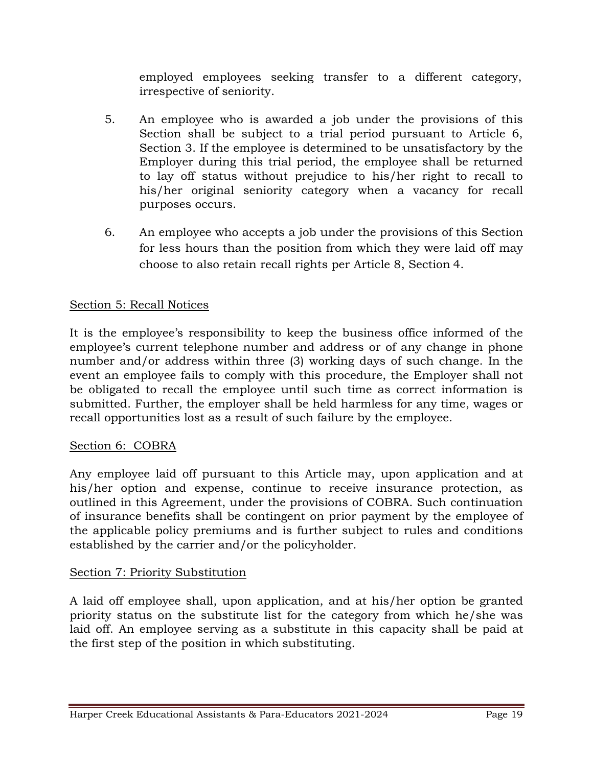employed employees seeking transfer to a different category, irrespective of seniority.

5. An employee who is awarded a job under the provisions of this Section shall be subject to a trial period pursuant to Article 6, Section 3. If the employee is determined to be unsatisfactory by the Employer during this trial period, the employee shall be returned to lay off status without prejudice to his/her right to recall to his/her original seniority category when a vacancy for recall purposes occurs.

6. An employee who accepts a job under the provisions of this Section for less hours than the position from which they were laid off may choose to also retain recall rights per Article 8, Section 4.

Section 5: Recall Notices

It is the employee's responsibility to keep the business office informed of the employee's current telephone number and address or of any change in phone number and/or address within three (3) working days of such change. In the event an employee fails to comply with this procedure, the Employer shall not be obligated to recall the employee until such time as correct information is submitted. Further, the employer shall be held harmless for any time, wages or recall opportunities lost as a result of such failure by the employee.

Section 6: COBRA

Any employee laid off pursuant to this Article may, upon application and at his/her option and expense, continue to receive insurance protection, as outlined in this Agreement, under the provisions of COBRA. Such continuation of insurance benefits shall be contingent on prior payment by the employee of the applicable policy premiums and is further subject to rules and conditions established by the carrier and/or the policyholder.

Section 7: Priority Substitution

A laid off employee shall, upon application, and at his/her option be granted priority status on the substitute list for the category from which he/she was laid off. An employee serving as a substitute in this capacity shall be paid at the first step of the position in which substituting.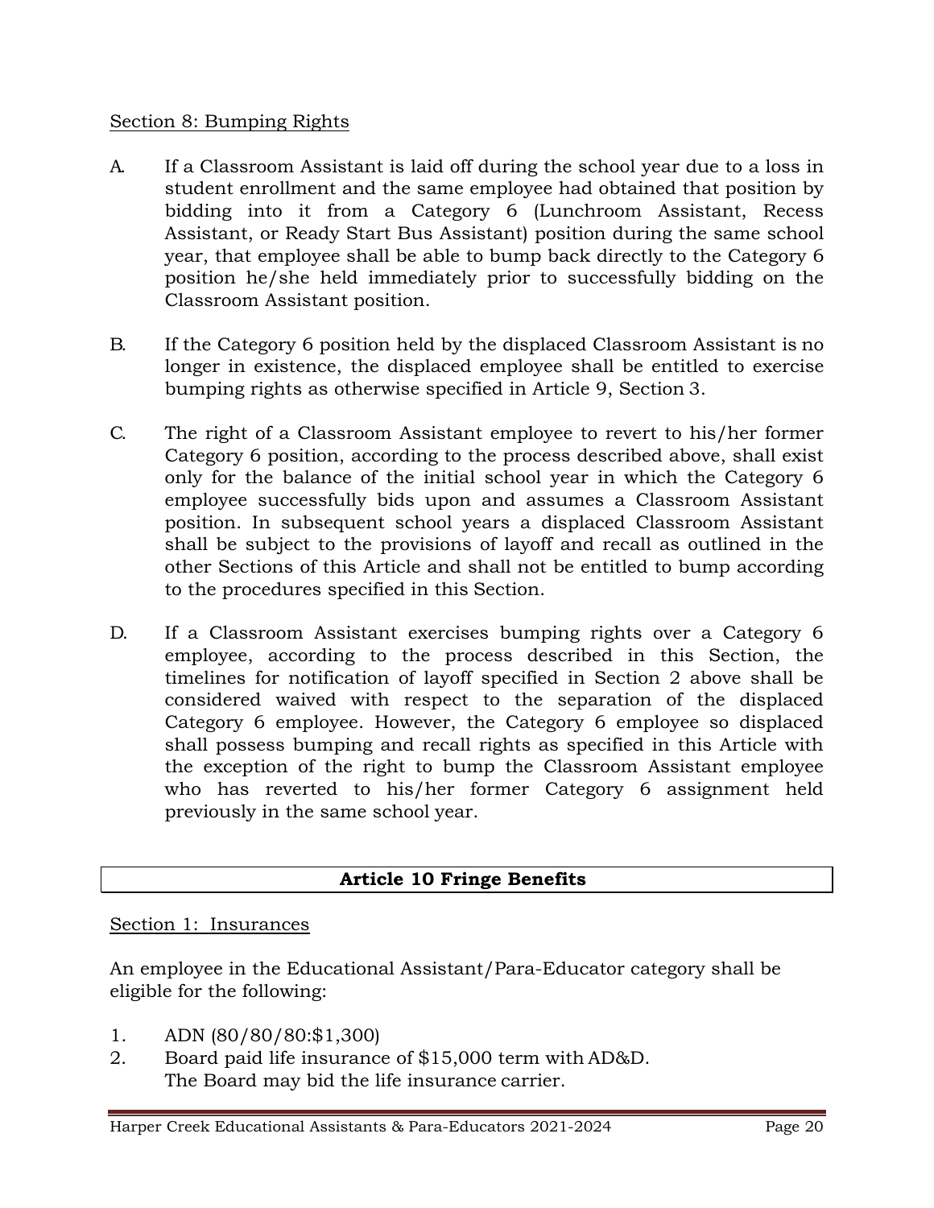Section 8: Bumping Rights

A. If a Classroom Assistant is laid off during the school year due to a loss in student enrollment and the same employee had obtained that position by bidding into it from a Category 6 (Lunchroom Assistant, Recess Assistant, or Ready Start Bus Assistant) position during the same school year, that employee shall be able to bump back directly to the Category 6 position he/she held immediately prior to successfully bidding on the Classroom Assistant position.

B. If the Category 6 position held by the displaced Classroom Assistant is no longer in existence, the displaced employee shall be entitled to exercise bumping rights as otherwise specified in Article 9, Section 3.

C. The right of a Classroom Assistant employee to revert to his/her former Category 6 position, according to the process described above, shall exist only for the balance of the initial school year in which the Category 6 employee successfully bids upon and assumes a Classroom Assistant position. In subsequent school years a displaced Classroom Assistant shall be subject to the provisions of layoff and recall as outlined in the other Sections of this Article and shall not be entitled to bump according to the procedures specified in this Section.

D. If a Classroom Assistant exercises bumping rights over a Category 6 employee, according to the process described in this Section, the timelines for notification of layoff specified in Section 2 above shall be considered waived with respect to the separation of the displaced Category 6 employee. However, the Category 6 employee so displaced shall possess bumping and recall rights as specified in this Article with the exception of the right to bump the Classroom Assistant employee who has reverted to his/her former Category 6 assignment held previously in the same school year.

## Article 10 Fringe Benefits

Section 1: Insurances

An employee in the Educational Assistant/Para-Educator category shall be eligible for the following:

1. ADN (80/80/80:$1,300)
2. Board paid life insurance of $15,000 term with AD&D. The Board may bid the life insurance carrier.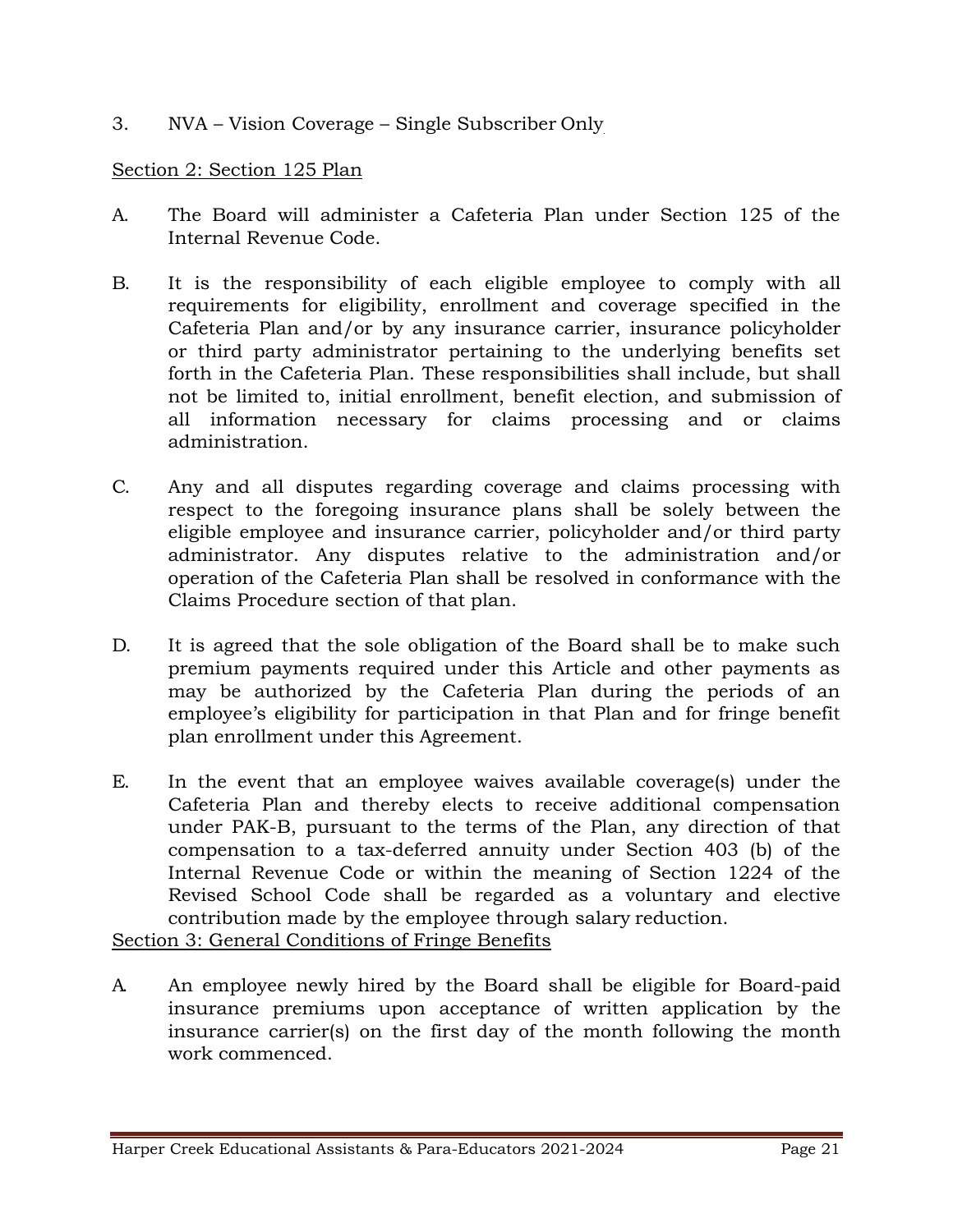3. NVA – Vision Coverage – Single Subscriber Only

Section 2: Section 125 Plan

A. The Board will administer a Cafeteria Plan under Section 125 of the Internal Revenue Code.

B. It is the responsibility of each eligible employee to comply with all requirements for eligibility, enrollment and coverage specified in the Cafeteria Plan and/or by any insurance carrier, insurance policyholder or third party administrator pertaining to the underlying benefits set forth in the Cafeteria Plan. These responsibilities shall include, but shall not be limited to, initial enrollment, benefit election, and submission of all information necessary for claims processing and or claims administration.

C. Any and all disputes regarding coverage and claims processing with respect to the foregoing insurance plans shall be solely between the eligible employee and insurance carrier, policyholder and/or third party administrator. Any disputes relative to the administration and/or operation of the Cafeteria Plan shall be resolved in conformance with the Claims Procedure section of that plan.

D. It is agreed that the sole obligation of the Board shall be to make such premium payments required under this Article and other payments as may be authorized by the Cafeteria Plan during the periods of an employee's eligibility for participation in that Plan and for fringe benefit plan enrollment under this Agreement.

E. In the event that an employee waives available coverage(s) under the Cafeteria Plan and thereby elects to receive additional compensation under PAK-B, pursuant to the terms of the Plan, any direction of that compensation to a tax-deferred annuity under Section 403 (b) of the Internal Revenue Code or within the meaning of Section 1224 of the Revised School Code shall be regarded as a voluntary and elective contribution made by the employee through salary reduction.

Section 3: General Conditions of Fringe Benefits

A. An employee newly hired by the Board shall be eligible for Board-paid insurance premiums upon acceptance of written application by the insurance carrier(s) on the first day of the month following the month work commenced.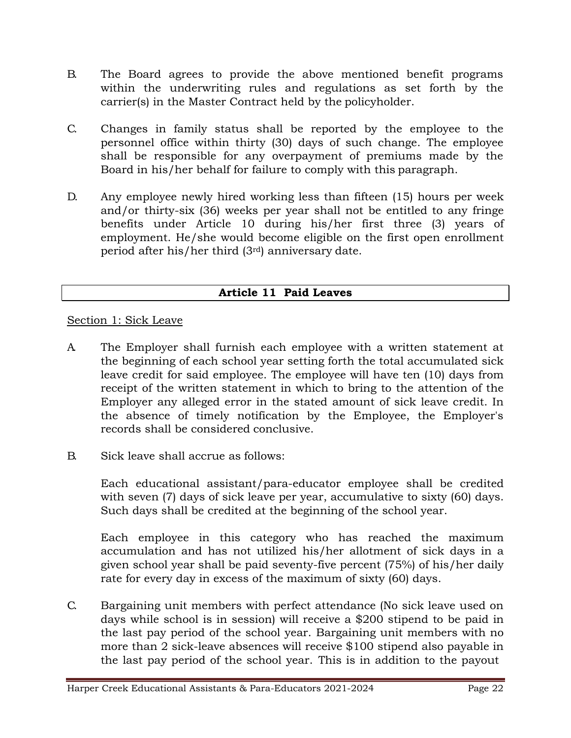B. The Board agrees to provide the above mentioned benefit programs within the underwriting rules and regulations as set forth by the carrier(s) in the Master Contract held by the policyholder.

C. Changes in family status shall be reported by the employee to the personnel office within thirty (30) days of such change. The employee shall be responsible for any overpayment of premiums made by the Board in his/her behalf for failure to comply with this paragraph.

D. Any employee newly hired working less than fifteen (15) hours per week and/or thirty-six (36) weeks per year shall not be entitled to any fringe benefits under Article 10 during his/her first three (3) years of employment. He/she would become eligible on the first open enrollment period after his/her third (3rd) anniversary date.

## Article 11 Paid Leaves

Section 1: Sick Leave

A. The Employer shall furnish each employee with a written statement at the beginning of each school year setting forth the total accumulated sick leave credit for said employee. The employee will have ten (10) days from receipt of the written statement in which to bring to the attention of the Employer any alleged error in the stated amount of sick leave credit. In the absence of timely notification by the Employee, the Employer's records shall be considered conclusive.

B. Sick leave shall accrue as follows:

Each educational assistant/para-educator employee shall be credited with seven (7) days of sick leave per year, accumulative to sixty (60) days. Such days shall be credited at the beginning of the school year.

Each employee in this category who has reached the maximum accumulation and has not utilized his/her allotment of sick days in a given school year shall be paid seventy-five percent (75%) of his/her daily rate for every day in excess of the maximum of sixty (60) days.

C. Bargaining unit members with perfect attendance (No sick leave used on days while school is in session) will receive a $200 stipend to be paid in the last pay period of the school year. Bargaining unit members with no more than 2 sick-leave absences will receive $100 stipend also payable in the last pay period of the school year. This is in addition to the payout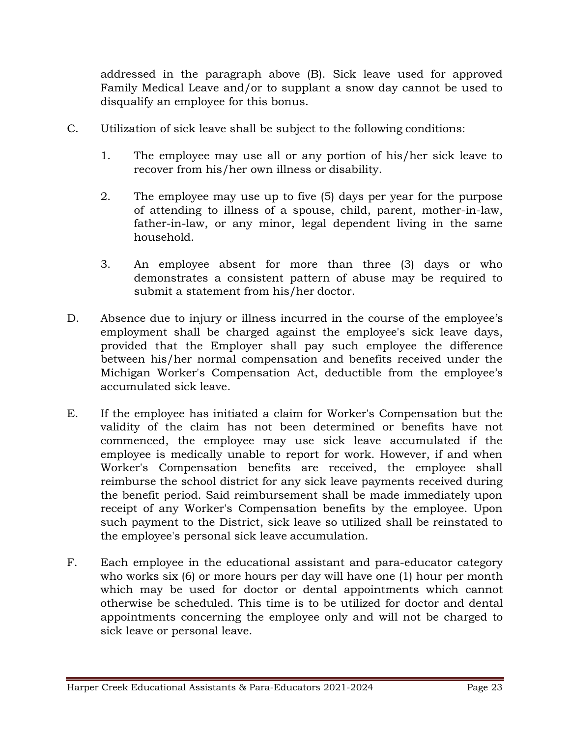addressed in the paragraph above (B). Sick leave used for approved Family Medical Leave and/or to supplant a snow day cannot be used to disqualify an employee for this bonus.

C. Utilization of sick leave shall be subject to the following conditions:

   1. The employee may use all or any portion of his/her sick leave to recover from his/her own illness or disability.

   2. The employee may use up to five (5) days per year for the purpose of attending to illness of a spouse, child, parent, mother-in-law, father-in-law, or any minor, legal dependent living in the same household.

   3. An employee absent for more than three (3) days or who demonstrates a consistent pattern of abuse may be required to submit a statement from his/her doctor.

D. Absence due to injury or illness incurred in the course of the employee's employment shall be charged against the employee's sick leave days, provided that the Employer shall pay such employee the difference between his/her normal compensation and benefits received under the Michigan Worker's Compensation Act, deductible from the employee's accumulated sick leave.

E. If the employee has initiated a claim for Worker's Compensation but the validity of the claim has not been determined or benefits have not commenced, the employee may use sick leave accumulated if the employee is medically unable to report for work. However, if and when Worker's Compensation benefits are received, the employee shall reimburse the school district for any sick leave payments received during the benefit period. Said reimbursement shall be made immediately upon receipt of any Worker's Compensation benefits by the employee. Upon such payment to the District, sick leave so utilized shall be reinstated to the employee's personal sick leave accumulation.

F. Each employee in the educational assistant and para-educator category who works six (6) or more hours per day will have one (1) hour per month which may be used for doctor or dental appointments which cannot otherwise be scheduled. This time is to be utilized for doctor and dental appointments concerning the employee only and will not be charged to sick leave or personal leave.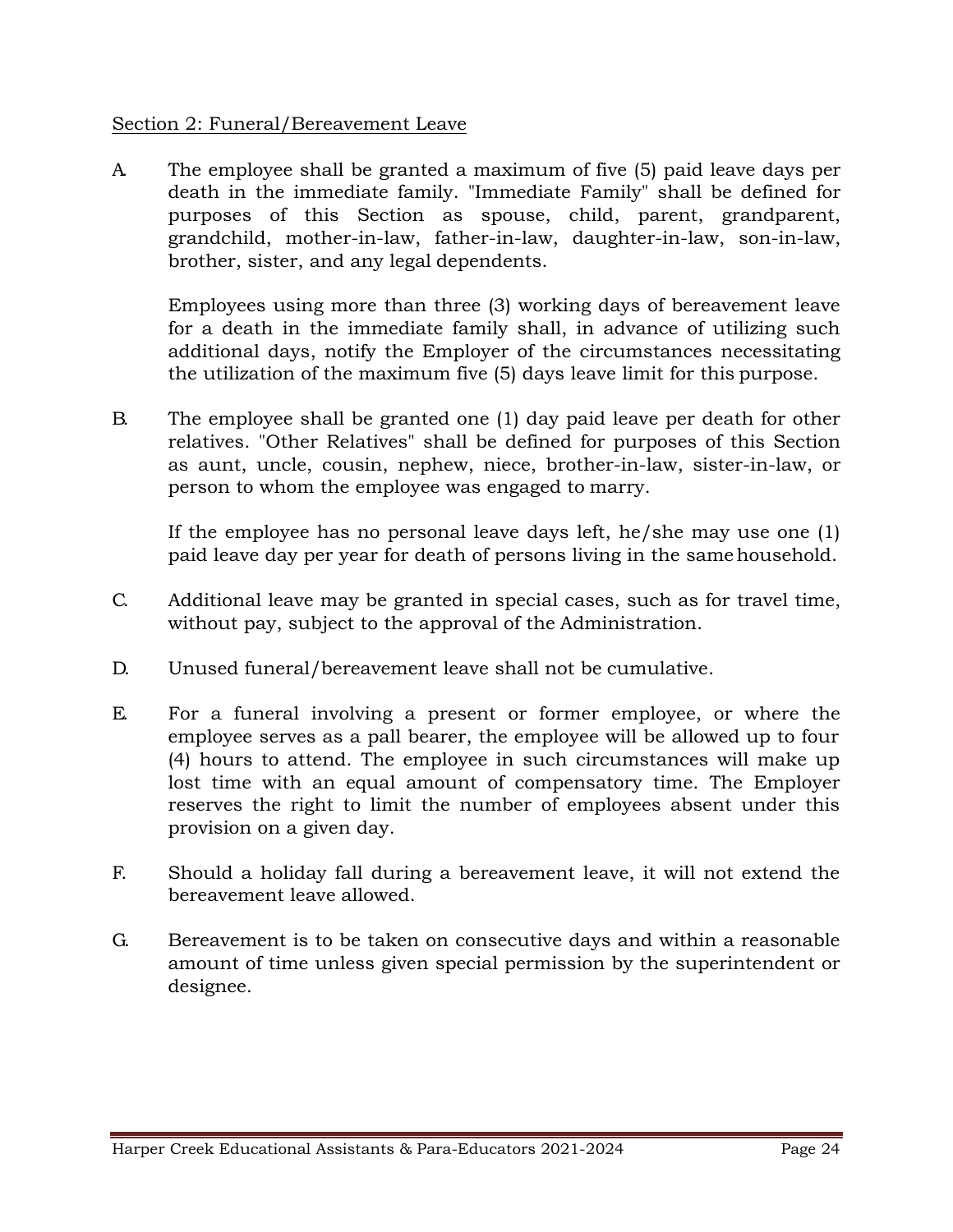Section 2: Funeral/Bereavement Leave

A. The employee shall be granted a maximum of five (5) paid leave days per death in the immediate family. "Immediate Family" shall be defined for purposes of this Section as spouse, child, parent, grandparent, grandchild, mother-in-law, father-in-law, daughter-in-law, son-in-law, brother, sister, and any legal dependents.

   Employees using more than three (3) working days of bereavement leave for a death in the immediate family shall, in advance of utilizing such additional days, notify the Employer of the circumstances necessitating the utilization of the maximum five (5) days leave limit for this purpose.

B. The employee shall be granted one (1) day paid leave per death for other relatives. "Other Relatives" shall be defined for purposes of this Section as aunt, uncle, cousin, nephew, niece, brother-in-law, sister-in-law, or person to whom the employee was engaged to marry.

   If the employee has no personal leave days left, he/she may use one (1) paid leave day per year for death of persons living in the same household.

C. Additional leave may be granted in special cases, such as for travel time, without pay, subject to the approval of the Administration.

D. Unused funeral/bereavement leave shall not be cumulative.

E. For a funeral involving a present or former employee, or where the employee serves as a pall bearer, the employee will be allowed up to four (4) hours to attend. The employee in such circumstances will make up lost time with an equal amount of compensatory time. The Employer reserves the right to limit the number of employees absent under this provision on a given day.

F. Should a holiday fall during a bereavement leave, it will not extend the bereavement leave allowed.

G. Bereavement is to be taken on consecutive days and within a reasonable amount of time unless given special permission by the superintendent or designee.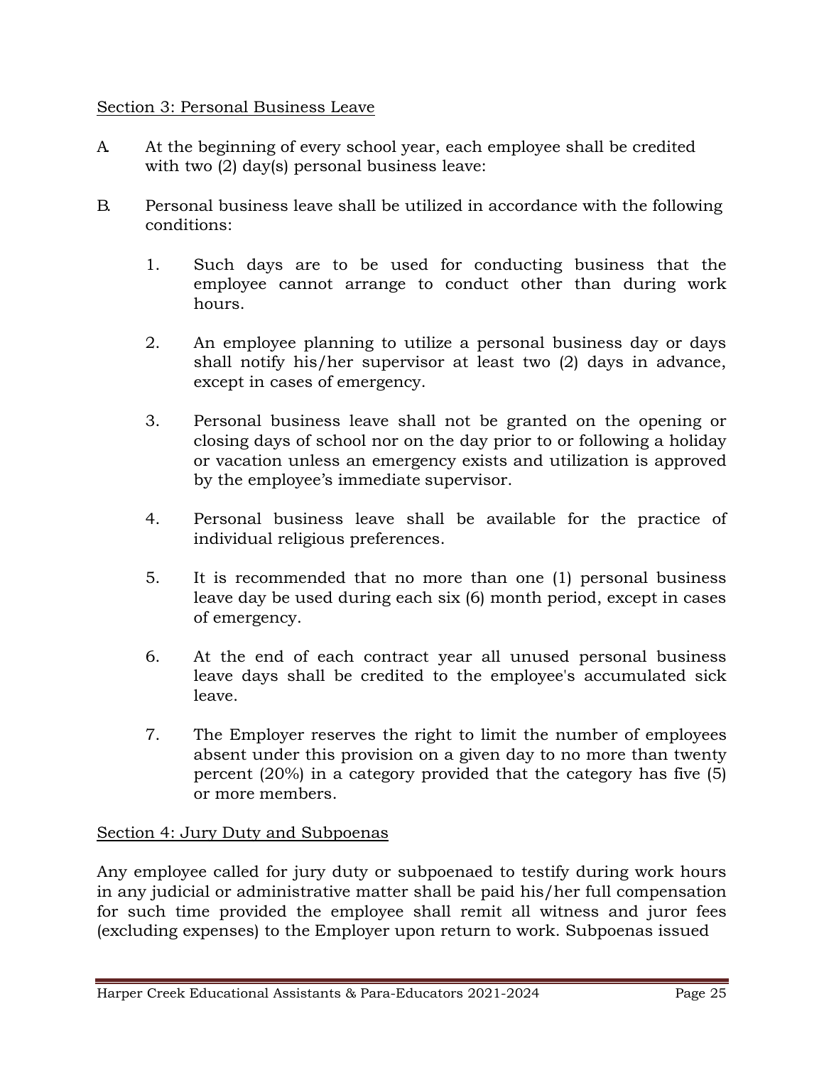Section 3: Personal Business Leave

A. At the beginning of every school year, each employee shall be credited with two (2) day(s) personal business leave:

B. Personal business leave shall be utilized in accordance with the following conditions:

   1. Such days are to be used for conducting business that the employee cannot arrange to conduct other than during work hours.

   2. An employee planning to utilize a personal business day or days shall notify his/her supervisor at least two (2) days in advance, except in cases of emergency.

   3. Personal business leave shall not be granted on the opening or closing days of school nor on the day prior to or following a holiday or vacation unless an emergency exists and utilization is approved by the employee's immediate supervisor.

   4. Personal business leave shall be available for the practice of individual religious preferences.

   5. It is recommended that no more than one (1) personal business leave day be used during each six (6) month period, except in cases of emergency.

   6. At the end of each contract year all unused personal business leave days shall be credited to the employee's accumulated sick leave.

   7. The Employer reserves the right to limit the number of employees absent under this provision on a given day to no more than twenty percent (20%) in a category provided that the category has five (5) or more members.

Section 4: Jury Duty and Subpoenas

Any employee called for jury duty or subpoenaed to testify during work hours in any judicial or administrative matter shall be paid his/her full compensation for such time provided the employee shall remit all witness and juror fees (excluding expenses) to the Employer upon return to work. Subpoenas issued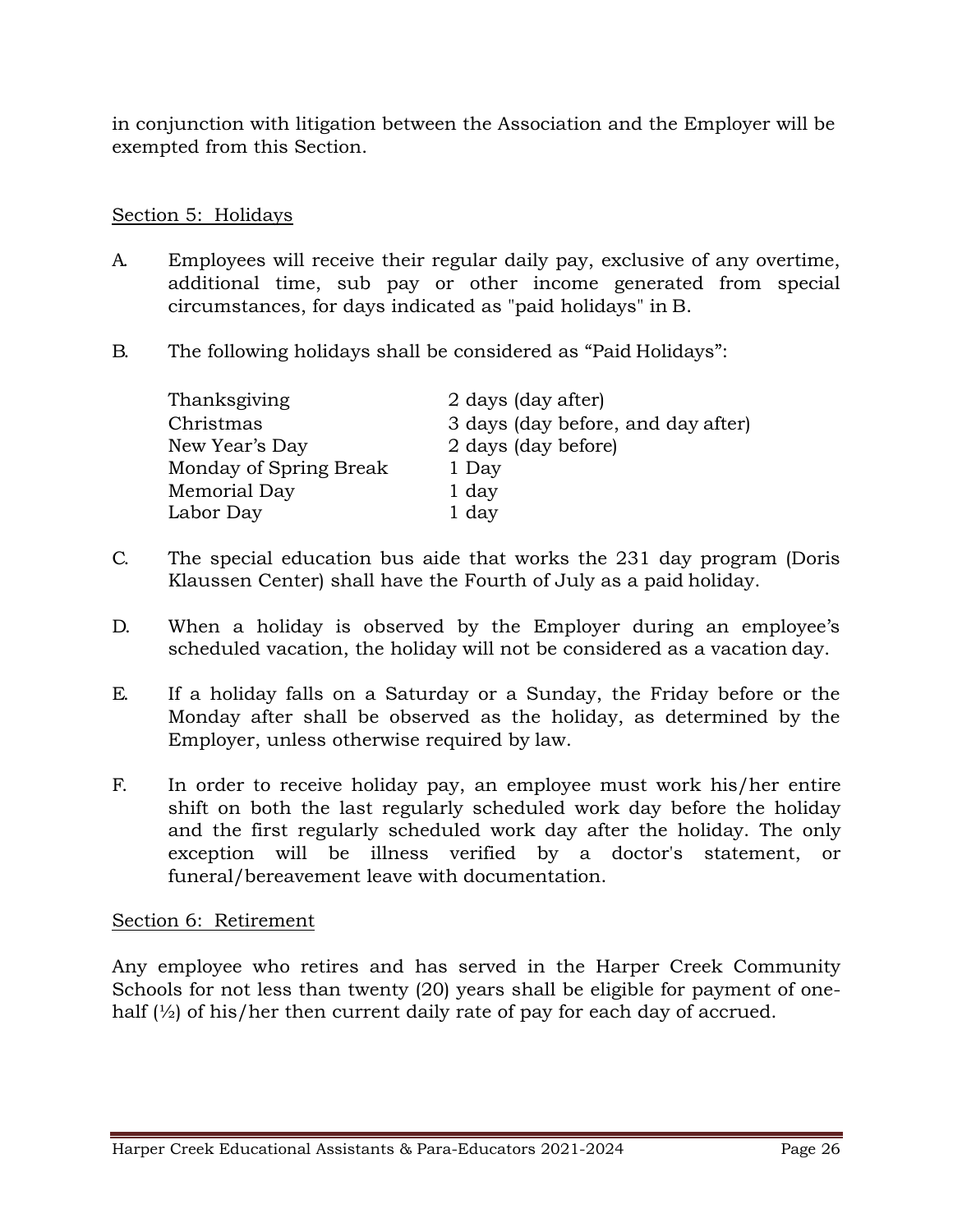in conjunction with litigation between the Association and the Employer will be exempted from this Section.

## Section 5: Holidays

A. Employees will receive their regular daily pay, exclusive of any overtime, additional time, sub pay or other income generated from special circumstances, for days indicated as "paid holidays" in B.

B. The following holidays shall be considered as “Paid Holidays”:

| | |
|---|---|
| Thanksgiving | 2 days (day after) |
| Christmas | 3 days (day before, and day after) |
| New Year’s Day | 2 days (day before) |
| Monday of Spring Break | 1 Day |
| Memorial Day | 1 day |
| Labor Day | 1 day |

C. The special education bus aide that works the 231 day program (Doris Klaussen Center) shall have the Fourth of July as a paid holiday.

D. When a holiday is observed by the Employer during an employee’s scheduled vacation, the holiday will not be considered as a vacation day.

E. If a holiday falls on a Saturday or a Sunday, the Friday before or the Monday after shall be observed as the holiday, as determined by the Employer, unless otherwise required by law.

F. In order to receive holiday pay, an employee must work his/her entire shift on both the last regularly scheduled work day before the holiday and the first regularly scheduled work day after the holiday. The only exception will be illness verified by a doctor's statement, or funeral/bereavement leave with documentation.

## Section 6: Retirement

Any employee who retires and has served in the Harper Creek Community Schools for not less than twenty (20) years shall be eligible for payment of one-half (½) of his/her then current daily rate of pay for each day of accrued.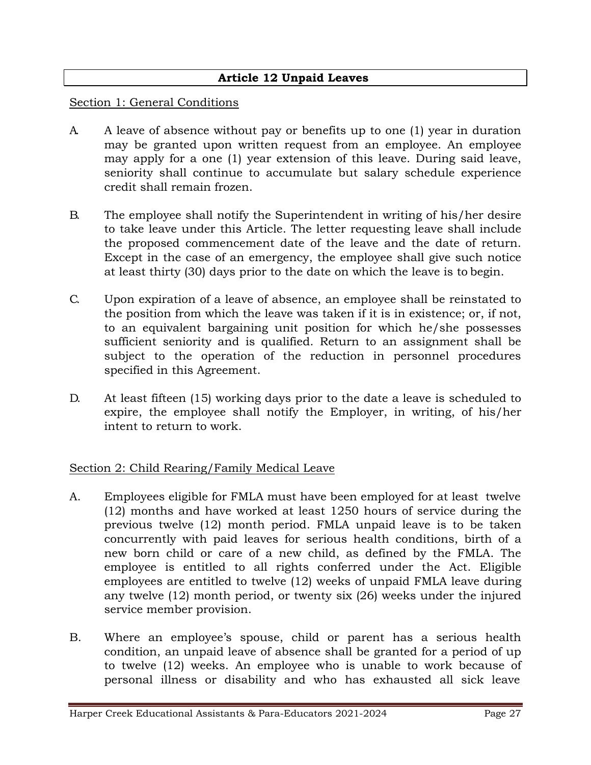## Article 12 Unpaid Leaves

Section 1: General Conditions

A. A leave of absence without pay or benefits up to one (1) year in duration may be granted upon written request from an employee. An employee may apply for a one (1) year extension of this leave. During said leave, seniority shall continue to accumulate but salary schedule experience credit shall remain frozen.

B. The employee shall notify the Superintendent in writing of his/her desire to take leave under this Article. The letter requesting leave shall include the proposed commencement date of the leave and the date of return. Except in the case of an emergency, the employee shall give such notice at least thirty (30) days prior to the date on which the leave is to begin.

C. Upon expiration of a leave of absence, an employee shall be reinstated to the position from which the leave was taken if it is in existence; or, if not, to an equivalent bargaining unit position for which he/she possesses sufficient seniority and is qualified. Return to an assignment shall be subject to the operation of the reduction in personnel procedures specified in this Agreement.

D. At least fifteen (15) working days prior to the date a leave is scheduled to expire, the employee shall notify the Employer, in writing, of his/her intent to return to work.

Section 2: Child Rearing/Family Medical Leave

A. Employees eligible for FMLA must have been employed for at least twelve (12) months and have worked at least 1250 hours of service during the previous twelve (12) month period. FMLA unpaid leave is to be taken concurrently with paid leaves for serious health conditions, birth of a new born child or care of a new child, as defined by the FMLA. The employee is entitled to all rights conferred under the Act. Eligible employees are entitled to twelve (12) weeks of unpaid FMLA leave during any twelve (12) month period, or twenty six (26) weeks under the injured service member provision.

B. Where an employee's spouse, child or parent has a serious health condition, an unpaid leave of absence shall be granted for a period of up to twelve (12) weeks. An employee who is unable to work because of personal illness or disability and who has exhausted all sick leave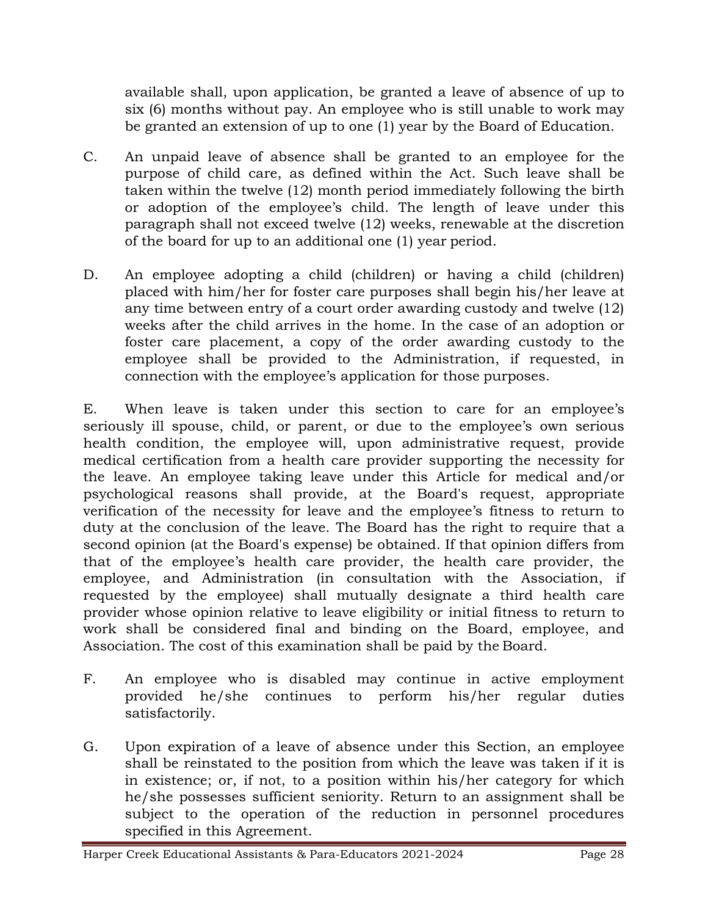available shall, upon application, be granted a leave of absence of up to six (6) months without pay. An employee who is still unable to work may be granted an extension of up to one (1) year by the Board of Education.

C. An unpaid leave of absence shall be granted to an employee for the purpose of child care, as defined within the Act. Such leave shall be taken within the twelve (12) month period immediately following the birth or adoption of the employee's child. The length of leave under this paragraph shall not exceed twelve (12) weeks, renewable at the discretion of the board for up to an additional one (1) year period.

D. An employee adopting a child (children) or having a child (children) placed with him/her for foster care purposes shall begin his/her leave at any time between entry of a court order awarding custody and twelve (12) weeks after the child arrives in the home. In the case of an adoption or foster care placement, a copy of the order awarding custody to the employee shall be provided to the Administration, if requested, in connection with the employee's application for those purposes.

E. When leave is taken under this section to care for an employee's seriously ill spouse, child, or parent, or due to the employee's own serious health condition, the employee will, upon administrative request, provide medical certification from a health care provider supporting the necessity for the leave. An employee taking leave under this Article for medical and/or psychological reasons shall provide, at the Board's request, appropriate verification of the necessity for leave and the employee's fitness to return to duty at the conclusion of the leave. The Board has the right to require that a second opinion (at the Board's expense) be obtained. If that opinion differs from that of the employee's health care provider, the health care provider, the employee, and Administration (in consultation with the Association, if requested by the employee) shall mutually designate a third health care provider whose opinion relative to leave eligibility or initial fitness to return to work shall be considered final and binding on the Board, employee, and Association. The cost of this examination shall be paid by the Board.

F. An employee who is disabled may continue in active employment provided he/she continues to perform his/her regular duties satisfactorily.

G. Upon expiration of a leave of absence under this Section, an employee shall be reinstated to the position from which the leave was taken if it is in existence; or, if not, to a position within his/her category for which he/she possesses sufficient seniority. Return to an assignment shall be subject to the operation of the reduction in personnel procedures specified in this Agreement.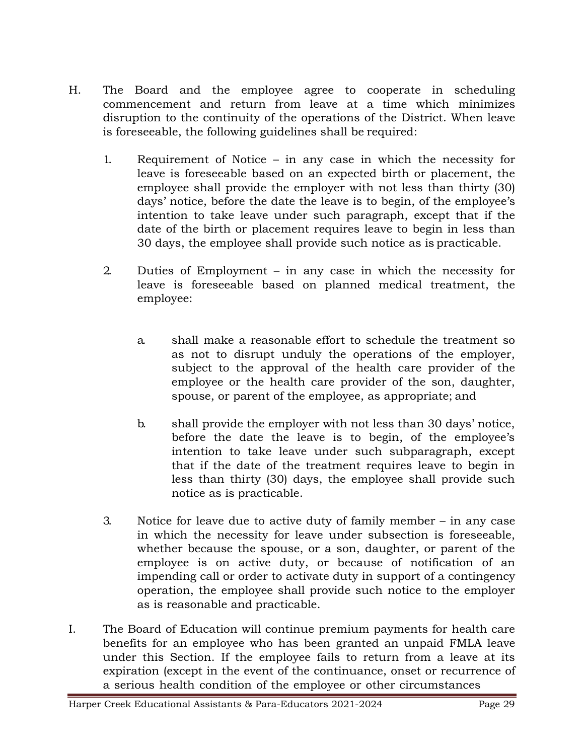H. The Board and the employee agree to cooperate in scheduling commencement and return from leave at a time which minimizes disruption to the continuity of the operations of the District. When leave is foreseeable, the following guidelines shall be required:

   1. Requirement of Notice – in any case in which the necessity for leave is foreseeable based on an expected birth or placement, the employee shall provide the employer with not less than thirty (30) days' notice, before the date the leave is to begin, of the employee's intention to take leave under such paragraph, except that if the date of the birth or placement requires leave to begin in less than 30 days, the employee shall provide such notice as is practicable.

   2. Duties of Employment – in any case in which the necessity for leave is foreseeable based on planned medical treatment, the employee:

      a. shall make a reasonable effort to schedule the treatment so as not to disrupt unduly the operations of the employer, subject to the approval of the health care provider of the employee or the health care provider of the son, daughter, spouse, or parent of the employee, as appropriate; and

      b. shall provide the employer with not less than 30 days' notice, before the date the leave is to begin, of the employee's intention to take leave under such subparagraph, except that if the date of the treatment requires leave to begin in less than thirty (30) days, the employee shall provide such notice as is practicable.

   3. Notice for leave due to active duty of family member – in any case in which the necessity for leave under subsection is foreseeable, whether because the spouse, or a son, daughter, or parent of the employee is on active duty, or because of notification of an impending call or order to activate duty in support of a contingency operation, the employee shall provide such notice to the employer as is reasonable and practicable.

I. The Board of Education will continue premium payments for health care benefits for an employee who has been granted an unpaid FMLA leave under this Section. If the employee fails to return from a leave at its expiration (except in the event of the continuance, onset or recurrence of a serious health condition of the employee or other circumstances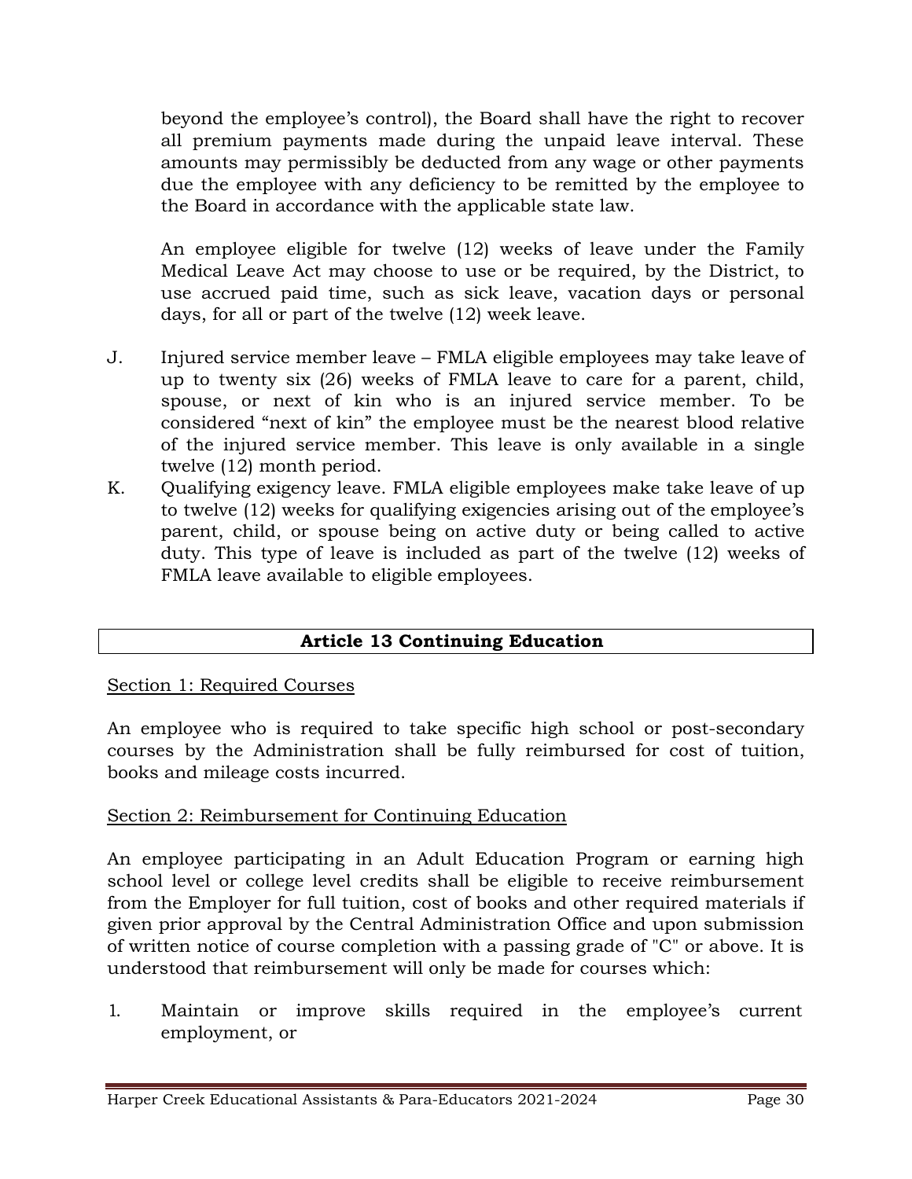beyond the employee's control), the Board shall have the right to recover all premium payments made during the unpaid leave interval. These amounts may permissibly be deducted from any wage or other payments due the employee with any deficiency to be remitted by the employee to the Board in accordance with the applicable state law.

An employee eligible for twelve (12) weeks of leave under the Family Medical Leave Act may choose to use or be required, by the District, to use accrued paid time, such as sick leave, vacation days or personal days, for all or part of the twelve (12) week leave.

J. Injured service member leave – FMLA eligible employees may take leave of up to twenty six (26) weeks of FMLA leave to care for a parent, child, spouse, or next of kin who is an injured service member. To be considered "next of kin" the employee must be the nearest blood relative of the injured service member. This leave is only available in a single twelve (12) month period.

K. Qualifying exigency leave. FMLA eligible employees make take leave of up to twelve (12) weeks for qualifying exigencies arising out of the employee's parent, child, or spouse being on active duty or being called to active duty. This type of leave is included as part of the twelve (12) weeks of FMLA leave available to eligible employees.

## Article 13 Continuing Education

Section 1: Required Courses

An employee who is required to take specific high school or post-secondary courses by the Administration shall be fully reimbursed for cost of tuition, books and mileage costs incurred.

Section 2: Reimbursement for Continuing Education

An employee participating in an Adult Education Program or earning high school level or college level credits shall be eligible to receive reimbursement from the Employer for full tuition, cost of books and other required materials if given prior approval by the Central Administration Office and upon submission of written notice of course completion with a passing grade of "C" or above. It is understood that reimbursement will only be made for courses which:

1. Maintain or improve skills required in the employee's current employment, or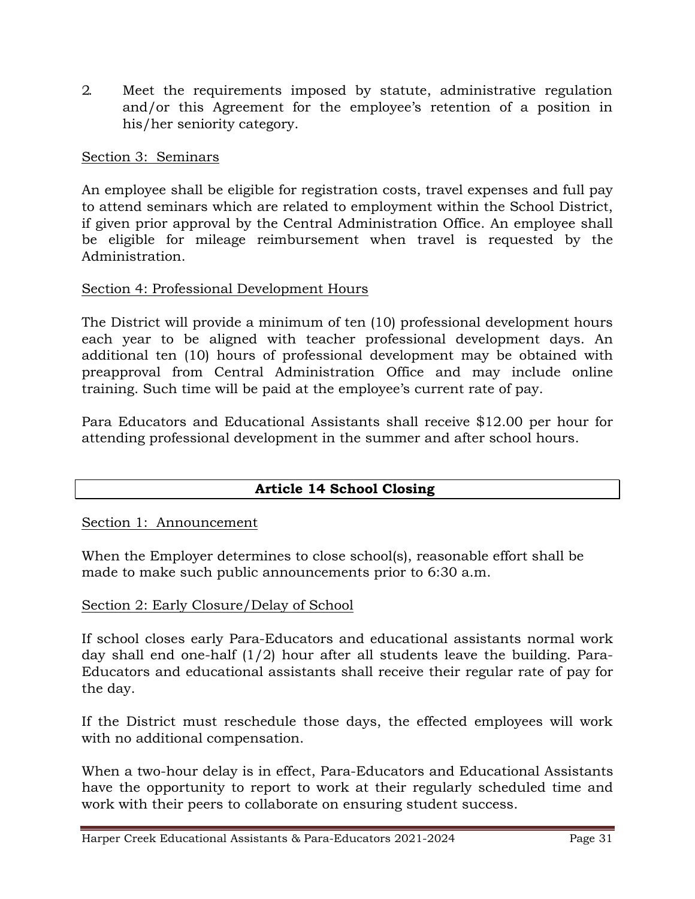2. Meet the requirements imposed by statute, administrative regulation and/or this Agreement for the employee's retention of a position in his/her seniority category.

Section 3: Seminars

An employee shall be eligible for registration costs, travel expenses and full pay to attend seminars which are related to employment within the School District, if given prior approval by the Central Administration Office. An employee shall be eligible for mileage reimbursement when travel is requested by the Administration.

Section 4: Professional Development Hours

The District will provide a minimum of ten (10) professional development hours each year to be aligned with teacher professional development days. An additional ten (10) hours of professional development may be obtained with preapproval from Central Administration Office and may include online training. Such time will be paid at the employee's current rate of pay.

Para Educators and Educational Assistants shall receive $12.00 per hour for attending professional development in the summer and after school hours.

## Article 14 School Closing

Section 1: Announcement

When the Employer determines to close school(s), reasonable effort shall be made to make such public announcements prior to 6:30 a.m.

Section 2: Early Closure/Delay of School

If school closes early Para-Educators and educational assistants normal work day shall end one-half (1/2) hour after all students leave the building. Para-Educators and educational assistants shall receive their regular rate of pay for the day.

If the District must reschedule those days, the effected employees will work with no additional compensation.

When a two-hour delay is in effect, Para-Educators and Educational Assistants have the opportunity to report to work at their regularly scheduled time and work with their peers to collaborate on ensuring student success.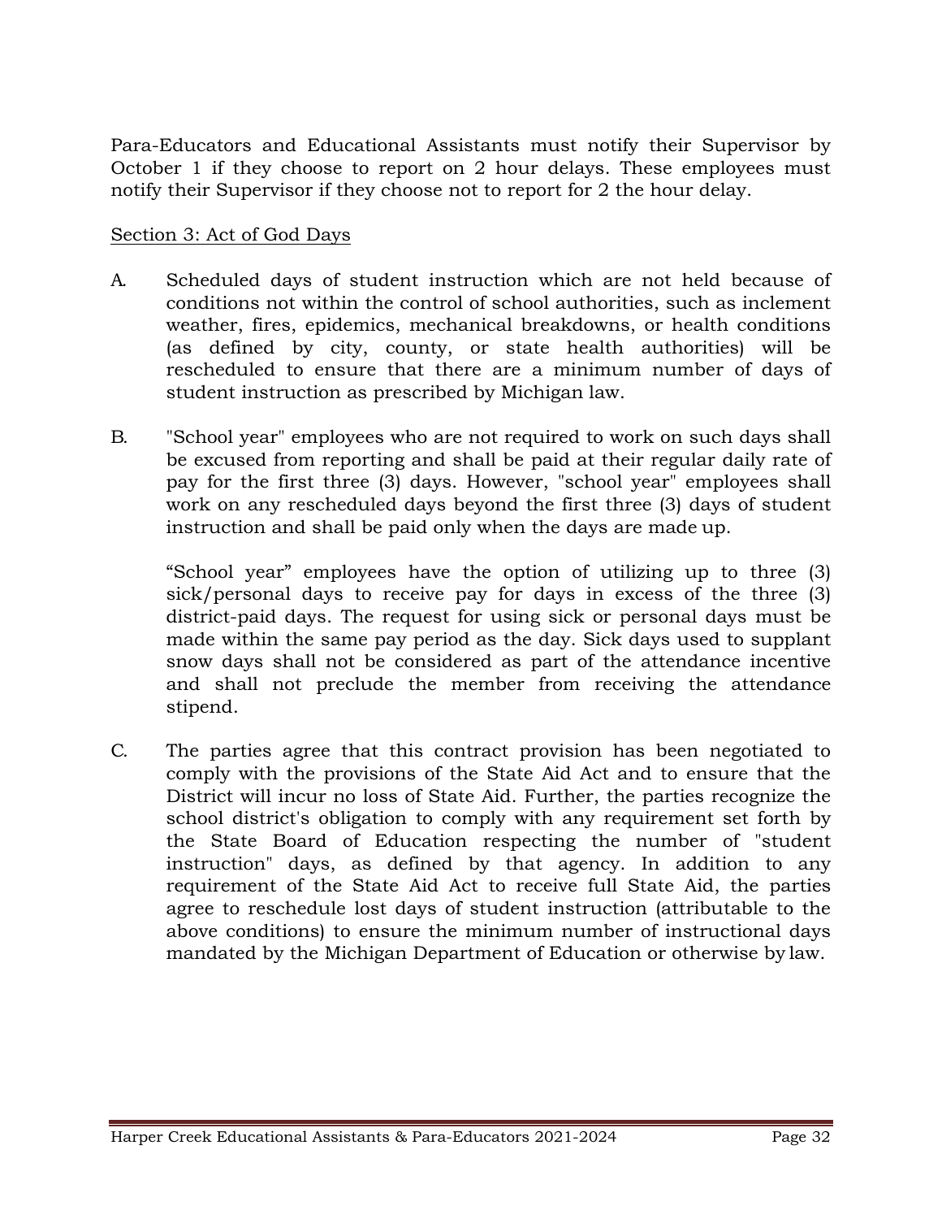Para-Educators and Educational Assistants must notify their Supervisor by October 1 if they choose to report on 2 hour delays. These employees must notify their Supervisor if they choose not to report for 2 the hour delay.

Section 3: Act of God Days

A. Scheduled days of student instruction which are not held because of conditions not within the control of school authorities, such as inclement weather, fires, epidemics, mechanical breakdowns, or health conditions (as defined by city, county, or state health authorities) will be rescheduled to ensure that there are a minimum number of days of student instruction as prescribed by Michigan law.

B. "School year" employees who are not required to work on such days shall be excused from reporting and shall be paid at their regular daily rate of pay for the first three (3) days. However, "school year" employees shall work on any rescheduled days beyond the first three (3) days of student instruction and shall be paid only when the days are made up.

   "School year" employees have the option of utilizing up to three (3) sick/personal days to receive pay for days in excess of the three (3) district-paid days. The request for using sick or personal days must be made within the same pay period as the day. Sick days used to supplant snow days shall not be considered as part of the attendance incentive and shall not preclude the member from receiving the attendance stipend.

C. The parties agree that this contract provision has been negotiated to comply with the provisions of the State Aid Act and to ensure that the District will incur no loss of State Aid. Further, the parties recognize the school district's obligation to comply with any requirement set forth by the State Board of Education respecting the number of "student instruction" days, as defined by that agency. In addition to any requirement of the State Aid Act to receive full State Aid, the parties agree to reschedule lost days of student instruction (attributable to the above conditions) to ensure the minimum number of instructional days mandated by the Michigan Department of Education or otherwise by law.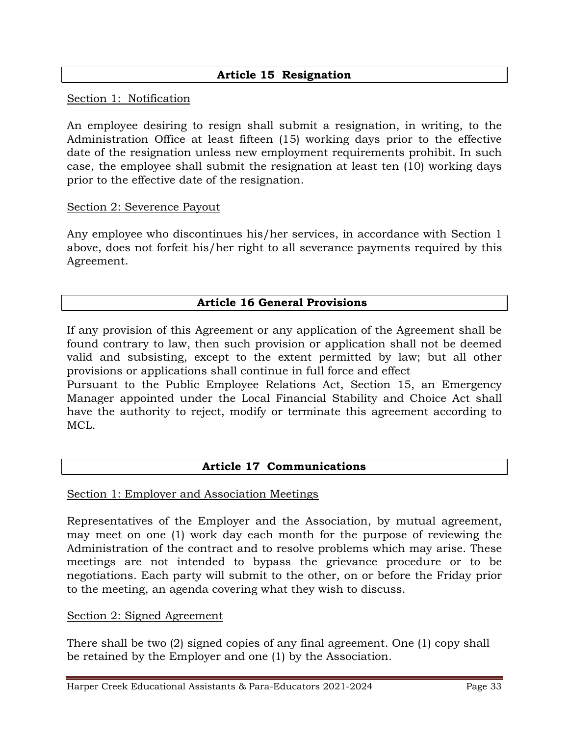## Article 15 Resignation

Section 1: Notification

An employee desiring to resign shall submit a resignation, in writing, to the Administration Office at least fifteen (15) working days prior to the effective date of the resignation unless new employment requirements prohibit. In such case, the employee shall submit the resignation at least ten (10) working days prior to the effective date of the resignation.

Section 2: Severence Payout

Any employee who discontinues his/her services, in accordance with Section 1 above, does not forfeit his/her right to all severance payments required by this Agreement.

## Article 16 General Provisions

If any provision of this Agreement or any application of the Agreement shall be found contrary to law, then such provision or application shall not be deemed valid and subsisting, except to the extent permitted by law; but all other provisions or applications shall continue in full force and effect

Pursuant to the Public Employee Relations Act, Section 15, an Emergency Manager appointed under the Local Financial Stability and Choice Act shall have the authority to reject, modify or terminate this agreement according to MCL.

## Article 17 Communications

Section 1: Employer and Association Meetings

Representatives of the Employer and the Association, by mutual agreement, may meet on one (1) work day each month for the purpose of reviewing the Administration of the contract and to resolve problems which may arise. These meetings are not intended to bypass the grievance procedure or to be negotiations. Each party will submit to the other, on or before the Friday prior to the meeting, an agenda covering what they wish to discuss.

Section 2: Signed Agreement

There shall be two (2) signed copies of any final agreement. One (1) copy shall be retained by the Employer and one (1) by the Association.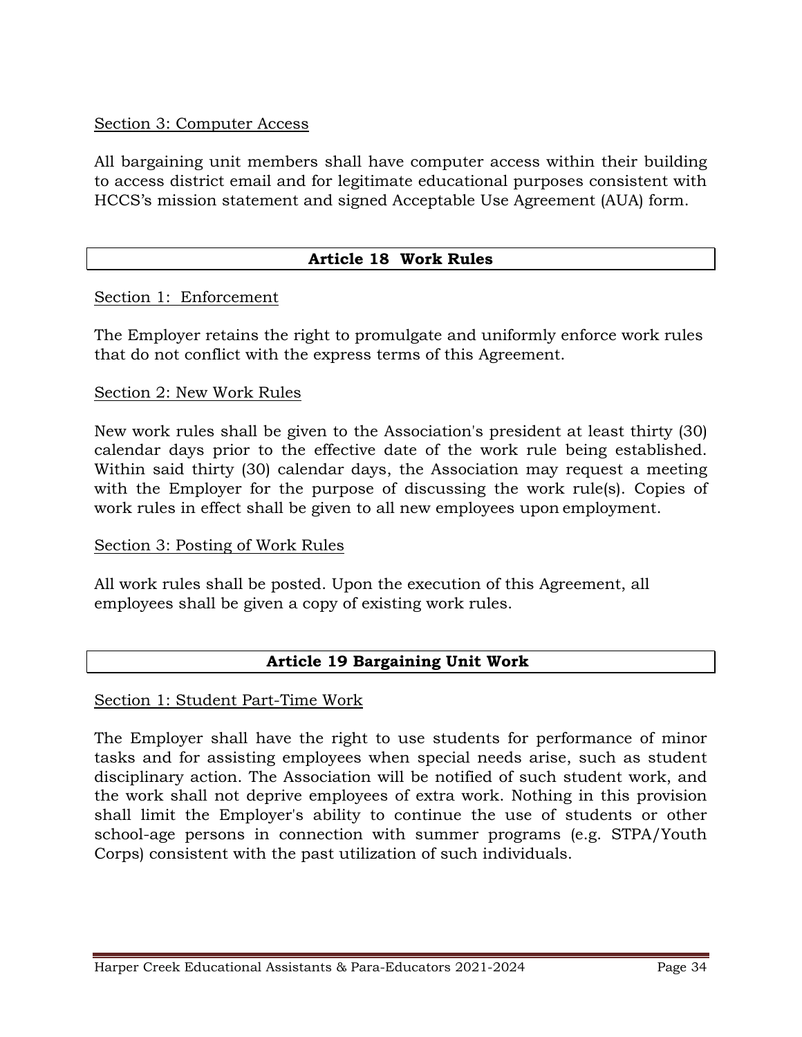Section 3: Computer Access

All bargaining unit members shall have computer access within their building to access district email and for legitimate educational purposes consistent with HCCS's mission statement and signed Acceptable Use Agreement (AUA) form.

## Article 18 Work Rules

Section 1: Enforcement

The Employer retains the right to promulgate and uniformly enforce work rules that do not conflict with the express terms of this Agreement.

Section 2: New Work Rules

New work rules shall be given to the Association's president at least thirty (30) calendar days prior to the effective date of the work rule being established. Within said thirty (30) calendar days, the Association may request a meeting with the Employer for the purpose of discussing the work rule(s). Copies of work rules in effect shall be given to all new employees upon employment.

Section 3: Posting of Work Rules

All work rules shall be posted. Upon the execution of this Agreement, all employees shall be given a copy of existing work rules.

## Article 19 Bargaining Unit Work

Section 1: Student Part-Time Work

The Employer shall have the right to use students for performance of minor tasks and for assisting employees when special needs arise, such as student disciplinary action. The Association will be notified of such student work, and the work shall not deprive employees of extra work. Nothing in this provision shall limit the Employer's ability to continue the use of students or other school-age persons in connection with summer programs (e.g. STPA/Youth Corps) consistent with the past utilization of such individuals.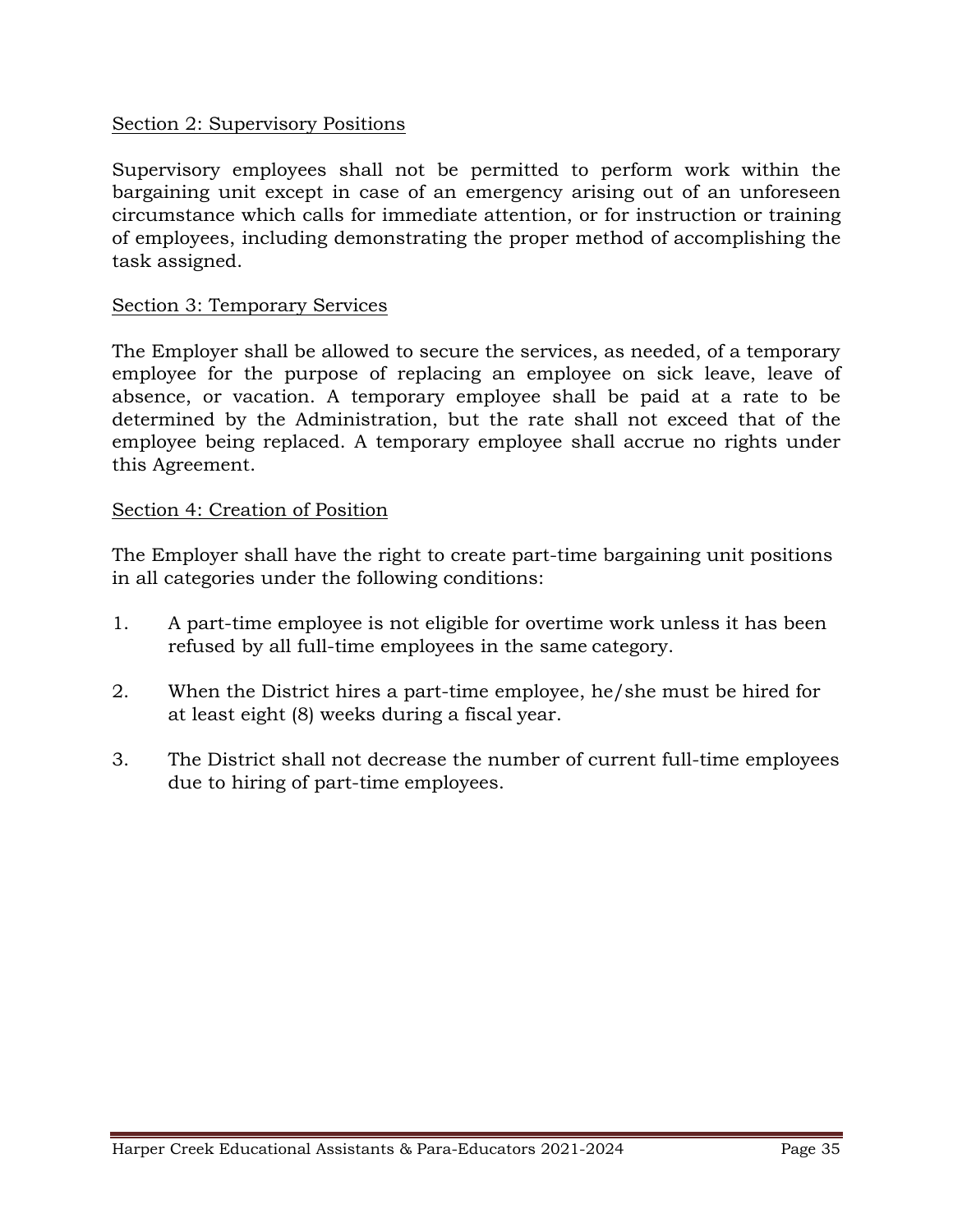Section 2: Supervisory Positions

Supervisory employees shall not be permitted to perform work within the bargaining unit except in case of an emergency arising out of an unforeseen circumstance which calls for immediate attention, or for instruction or training of employees, including demonstrating the proper method of accomplishing the task assigned.

Section 3: Temporary Services

The Employer shall be allowed to secure the services, as needed, of a temporary employee for the purpose of replacing an employee on sick leave, leave of absence, or vacation. A temporary employee shall be paid at a rate to be determined by the Administration, but the rate shall not exceed that of the employee being replaced. A temporary employee shall accrue no rights under this Agreement.

Section 4: Creation of Position

The Employer shall have the right to create part-time bargaining unit positions in all categories under the following conditions:

1. A part-time employee is not eligible for overtime work unless it has been refused by all full-time employees in the same category.

2. When the District hires a part-time employee, he/she must be hired for at least eight (8) weeks during a fiscal year.

3. The District shall not decrease the number of current full-time employees due to hiring of part-time employees.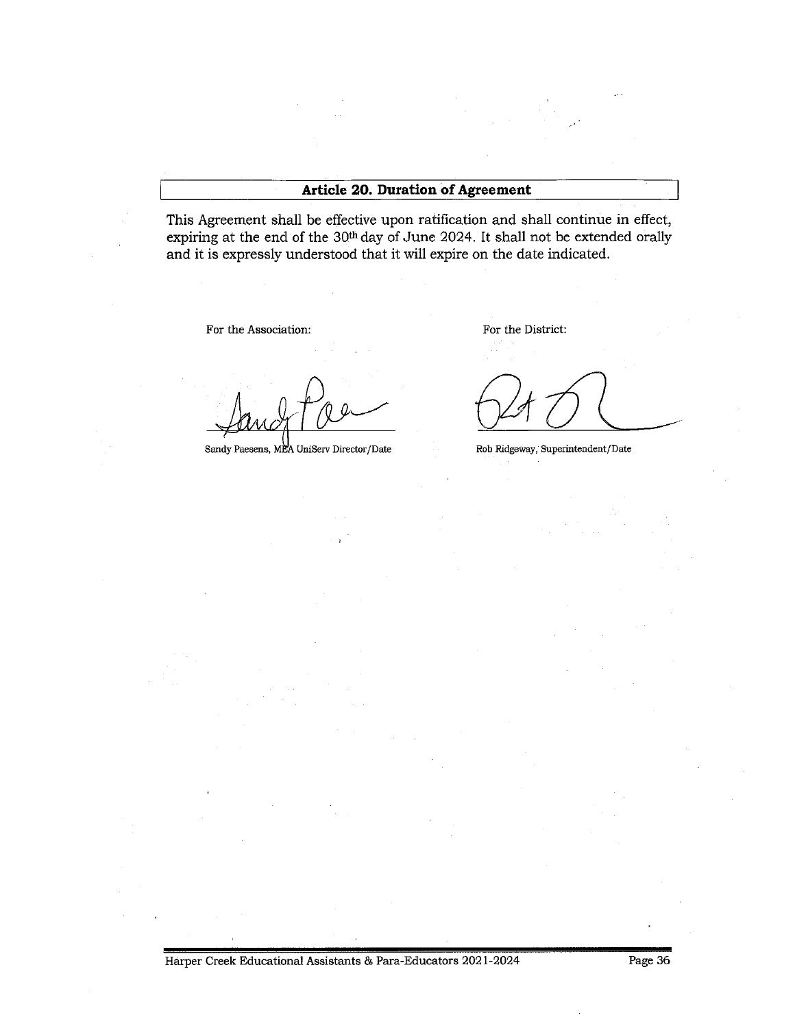## Article 20. Duration of Agreement

This Agreement shall be effective upon ratification and shall continue in effect, expiring at the end of the 30th day of June 2024. It shall not be extended orally and it is expressly understood that it will expire on the date indicated.

For the Association:

Sandy Paesens, MEA UniServ Director/Date

For the District:

Rob Ridgeway, Superintendent/Date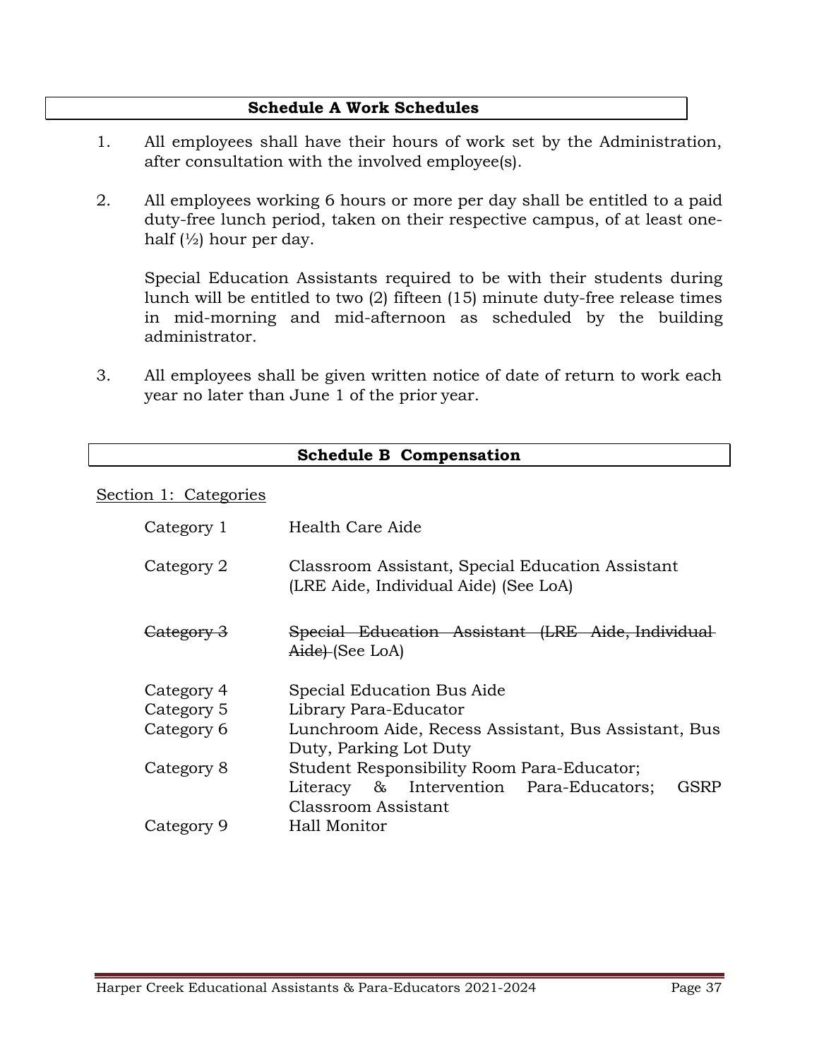## Schedule A Work Schedules

1. All employees shall have their hours of work set by the Administration, after consultation with the involved employee(s).

2. All employees working 6 hours or more per day shall be entitled to a paid duty-free lunch period, taken on their respective campus, of at least one-half (½) hour per day.

   Special Education Assistants required to be with their students during lunch will be entitled to two (2) fifteen (15) minute duty-free release times in mid-morning and mid-afternoon as scheduled by the building administrator.

3. All employees shall be given written notice of date of return to work each year no later than June 1 of the prior year.

## Schedule B Compensation

Section 1: Categories

| | |
|---|---|
| Category 1 | Health Care Aide |
| Category 2 | Classroom Assistant, Special Education Assistant (LRE Aide, Individual Aide) (See LoA) |
| ~~Category 3~~ | ~~Special Education Assistant (LRE Aide, Individual Aide)~~ (See LoA) |
| Category 4 | Special Education Bus Aide |
| Category 5 | Library Para-Educator |
| Category 6 | Lunchroom Aide, Recess Assistant, Bus Assistant, Bus Duty, Parking Lot Duty |
| Category 8 | Student Responsibility Room Para-Educator; Literacy & Intervention Para-Educators; GSRP Classroom Assistant |
| Category 9 | Hall Monitor |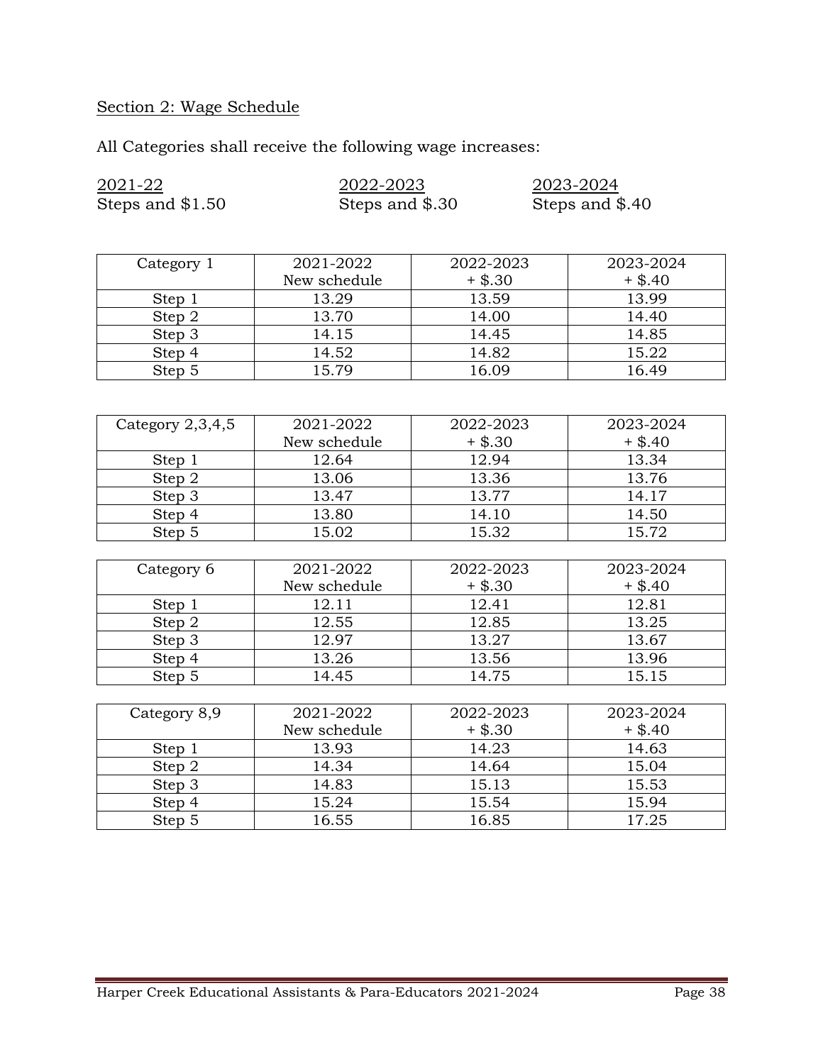## Section 2: Wage Schedule

All Categories shall receive the following wage increases:

| 2021-22 | 2022-2023 | 2023-2024 |
|---|---|---|
| Steps and $1.50 | Steps and $.30 | Steps and $.40 |

| Category 1 | 2021-2022 New schedule | 2022-2023 + $.30 | 2023-2024 + $.40 |
|---|---|---|---|
| Step 1 | 13.29 | 13.59 | 13.99 |
| Step 2 | 13.70 | 14.00 | 14.40 |
| Step 3 | 14.15 | 14.45 | 14.85 |
| Step 4 | 14.52 | 14.82 | 15.22 |
| Step 5 | 15.79 | 16.09 | 16.49 |

| Category 2,3,4,5 | 2021-2022 New schedule | 2022-2023 + $.30 | 2023-2024 + $.40 |
|---|---|---|---|
| Step 1 | 12.64 | 12.94 | 13.34 |
| Step 2 | 13.06 | 13.36 | 13.76 |
| Step 3 | 13.47 | 13.77 | 14.17 |
| Step 4 | 13.80 | 14.10 | 14.50 |
| Step 5 | 15.02 | 15.32 | 15.72 |

| Category 6 | 2021-2022 New schedule | 2022-2023 + $.30 | 2023-2024 + $.40 |
|---|---|---|---|
| Step 1 | 12.11 | 12.41 | 12.81 |
| Step 2 | 12.55 | 12.85 | 13.25 |
| Step 3 | 12.97 | 13.27 | 13.67 |
| Step 4 | 13.26 | 13.56 | 13.96 |
| Step 5 | 14.45 | 14.75 | 15.15 |

| Category 8,9 | 2021-2022 New schedule | 2022-2023 + $.30 | 2023-2024 + $.40 |
|---|---|---|---|
| Step 1 | 13.93 | 14.23 | 14.63 |
| Step 2 | 14.34 | 14.64 | 15.04 |
| Step 3 | 14.83 | 15.13 | 15.53 |
| Step 4 | 15.24 | 15.54 | 15.94 |
| Step 5 | 16.55 | 16.85 | 17.25 |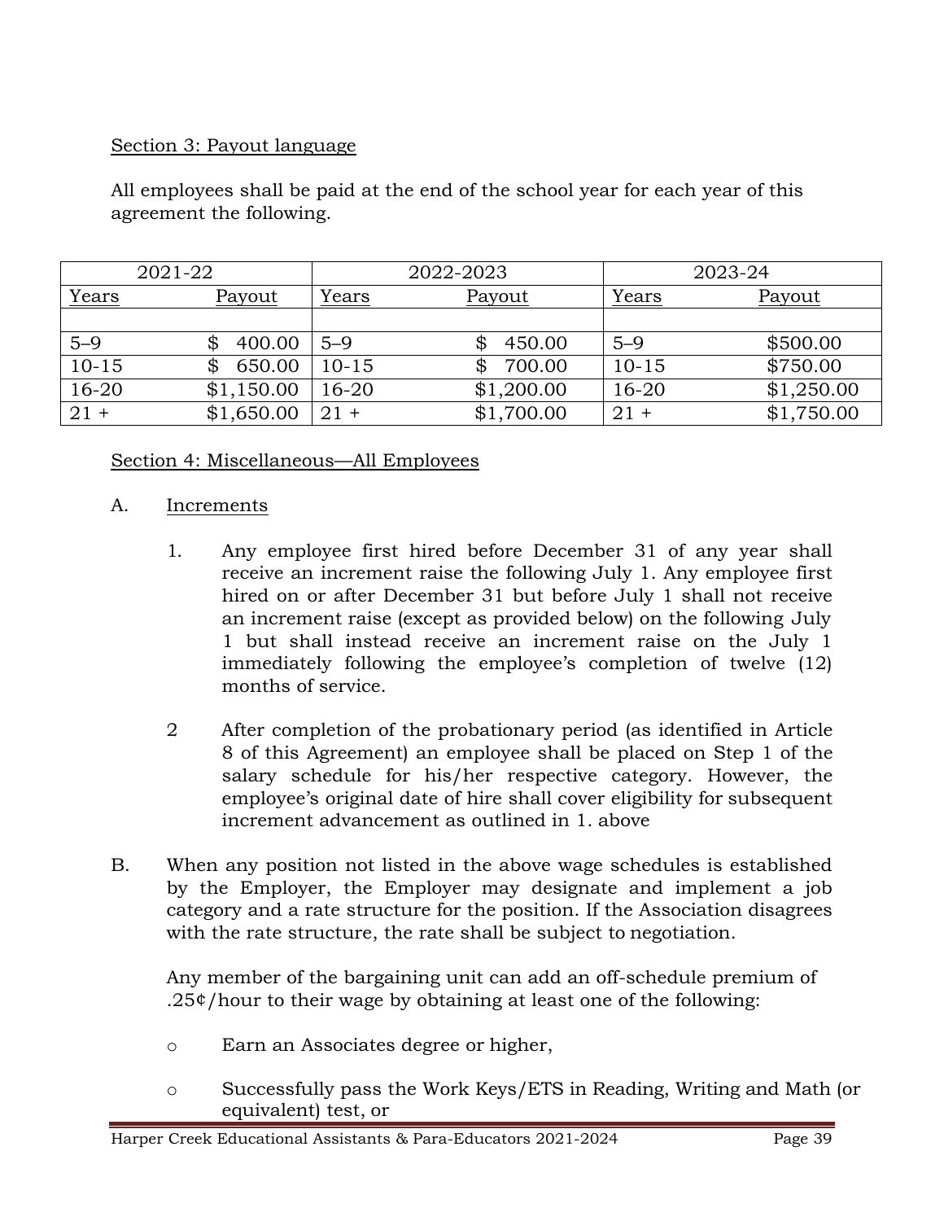Section 3: Payout language

All employees shall be paid at the end of the school year for each year of this agreement the following.

| 2021-22 | | 2022-2023 | | 2023-24 | |
|---|---|---|---|---|---|
| Years | Payout | Years | Payout | Years | Payout |
| | | | | | |
| 5–9 | $ 400.00 | 5–9 | $ 450.00 | 5–9 | $500.00 |
| 10-15 | $ 650.00 | 10-15 | $ 700.00 | 10-15 | $750.00 |
| 16-20 | $1,150.00 | 16-20 | $1,200.00 | 16-20 | $1,250.00 |
| 21 + | $1,650.00 | 21 + | $1,700.00 | 21 + | $1,750.00 |

Section 4: Miscellaneous—All Employees

A. Increments

1. Any employee first hired before December 31 of any year shall receive an increment raise the following July 1. Any employee first hired on or after December 31 but before July 1 shall not receive an increment raise (except as provided below) on the following July 1 but shall instead receive an increment raise on the July 1 immediately following the employee's completion of twelve (12) months of service.

2 After completion of the probationary period (as identified in Article 8 of this Agreement) an employee shall be placed on Step 1 of the salary schedule for his/her respective category. However, the employee's original date of hire shall cover eligibility for subsequent increment advancement as outlined in 1. above

B. When any position not listed in the above wage schedules is established by the Employer, the Employer may designate and implement a job category and a rate structure for the position. If the Association disagrees with the rate structure, the rate shall be subject to negotiation.

Any member of the bargaining unit can add an off-schedule premium of .25¢/hour to their wage by obtaining at least one of the following:

- Earn an Associates degree or higher,
- Successfully pass the Work Keys/ETS in Reading, Writing and Math (or equivalent) test, or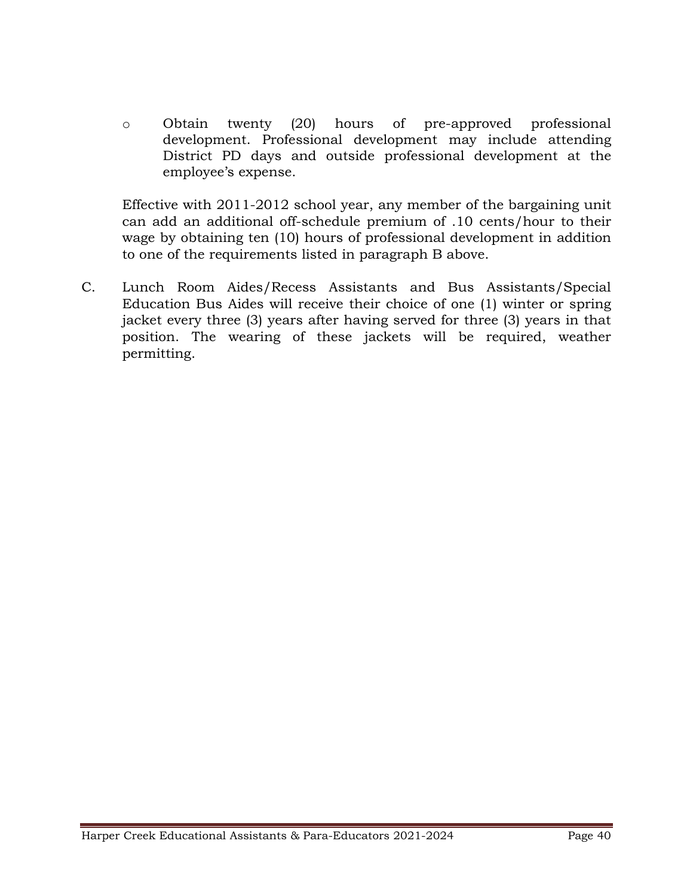- Obtain twenty (20) hours of pre-approved professional development. Professional development may include attending District PD days and outside professional development at the employee's expense.

Effective with 2011-2012 school year, any member of the bargaining unit can add an additional off-schedule premium of .10 cents/hour to their wage by obtaining ten (10) hours of professional development in addition to one of the requirements listed in paragraph B above.

C. Lunch Room Aides/Recess Assistants and Bus Assistants/Special Education Bus Aides will receive their choice of one (1) winter or spring jacket every three (3) years after having served for three (3) years in that position. The wearing of these jackets will be required, weather permitting.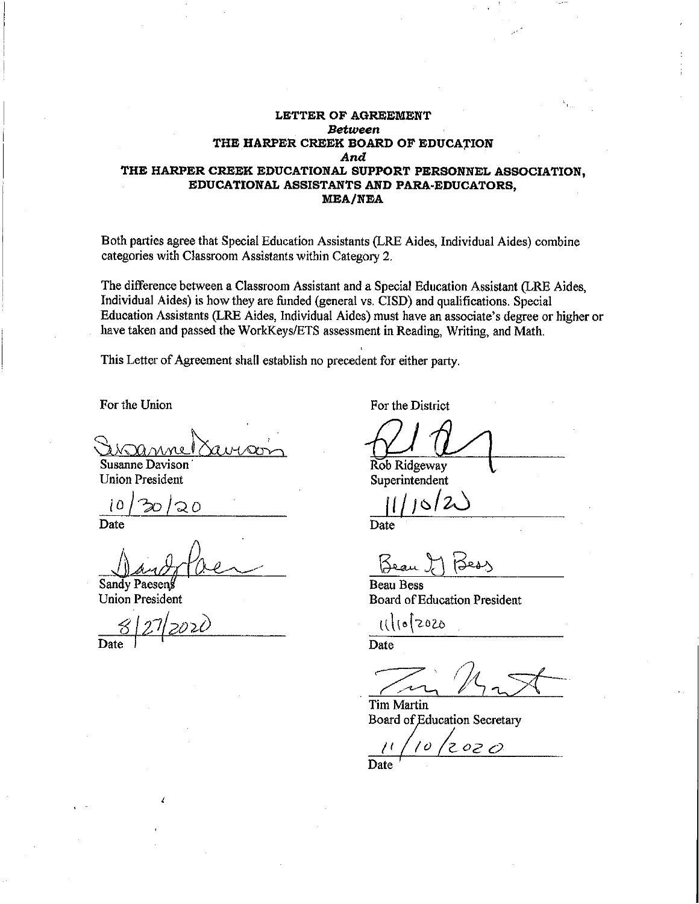**LETTER OF AGREEMENT**
***Between***
**THE HARPER CREEK BOARD OF EDUCATION**
***And***
**THE HARPER CREEK EDUCATIONAL SUPPORT PERSONNEL ASSOCIATION, EDUCATIONAL ASSISTANTS AND PARA-EDUCATORS, MEA/NEA**

Both parties agree that Special Education Assistants (LRE Aides, Individual Aides) combine categories with Classroom Assistants within Category 2.

The difference between a Classroom Assistant and a Special Education Assistant (LRE Aides, Individual Aides) is how they are funded (general vs. CISD) and qualifications. Special Education Assistants (LRE Aides, Individual Aides) must have an associate's degree or higher or have taken and passed the WorkKeys/ETS assessment in Reading, Writing, and Math.

This Letter of Agreement shall establish no precedent for either party.

For the Union

Susanne Davison
Union President
10/30/20
Date

Sandy Paesens
Union President
8/27/2020
Date

For the District

Rob Ridgeway
Superintendent
11/10/20
Date

Beau Bess
Board of Education President
11/10/2020
Date

Tim Martin
Board of Education Secretary
11/10/2020
Date